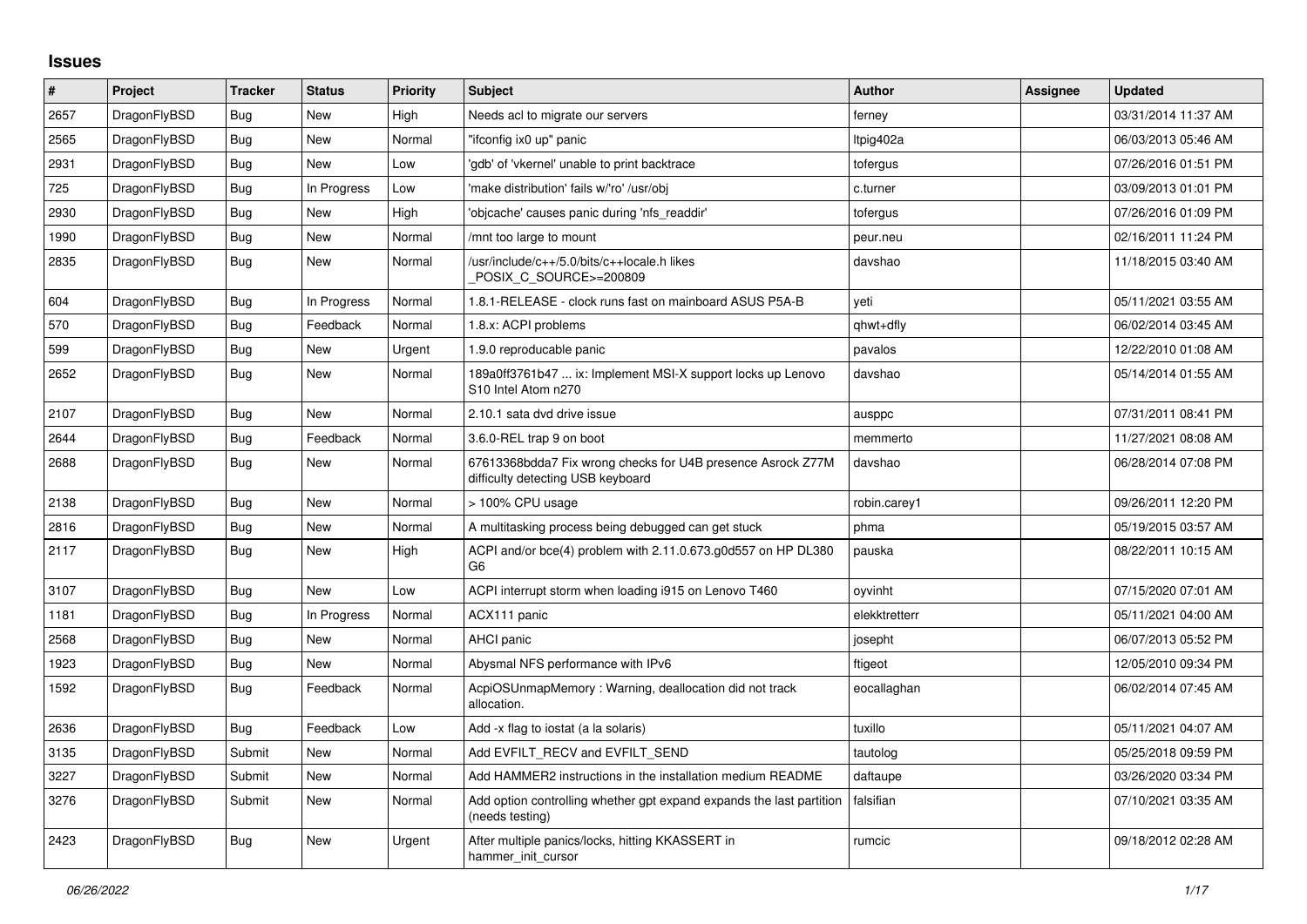## Issues

| # | Project | Tracker | Status | Priority | Subject | Author | Assignee | Updated |
|---|---|---|---|---|---|---|---|---|
| 2657 | DragonFlyBSD | Bug | New | High | Needs acl to migrate our servers | ferney | | 03/31/2014 11:37 AM |
| 2565 | DragonFlyBSD | Bug | New | Normal | "ifconfig ix0 up" panic | ltpig402a | | 06/03/2013 05:46 AM |
| 2931 | DragonFlyBSD | Bug | New | Low | 'gdb' of 'vkernel' unable to print backtrace | tofergus | | 07/26/2016 01:51 PM |
| 725 | DragonFlyBSD | Bug | In Progress | Low | 'make distribution' fails w/'ro' /usr/obj | c.turner | | 03/09/2013 01:01 PM |
| 2930 | DragonFlyBSD | Bug | New | High | 'objcache' causes panic during 'nfs_readdir' | tofergus | | 07/26/2016 01:09 PM |
| 1990 | DragonFlyBSD | Bug | New | Normal | /mnt too large to mount | peur.neu | | 02/16/2011 11:24 PM |
| 2835 | DragonFlyBSD | Bug | New | Normal | /usr/include/c++/5.0/bits/c++locale.h likes _POSIX_C_SOURCE>=200809 | davshao | | 11/18/2015 03:40 AM |
| 604 | DragonFlyBSD | Bug | In Progress | Normal | 1.8.1-RELEASE - clock runs fast on mainboard ASUS P5A-B | yeti | | 05/11/2021 03:55 AM |
| 570 | DragonFlyBSD | Bug | Feedback | Normal | 1.8.x: ACPI problems | qhwt+dfly | | 06/02/2014 03:45 AM |
| 599 | DragonFlyBSD | Bug | New | Urgent | 1.9.0 reproducable panic | pavalos | | 12/22/2010 01:08 AM |
| 2652 | DragonFlyBSD | Bug | New | Normal | 189a0ff3761b47 ... ix: Implement MSI-X support locks up Lenovo S10 Intel Atom n270 | davshao | | 05/14/2014 01:55 AM |
| 2107 | DragonFlyBSD | Bug | New | Normal | 2.10.1 sata dvd drive issue | ausppc | | 07/31/2011 08:41 PM |
| 2644 | DragonFlyBSD | Bug | Feedback | Normal | 3.6.0-REL trap 9 on boot | memmerto | | 11/27/2021 08:08 AM |
| 2688 | DragonFlyBSD | Bug | New | Normal | 67613368bdda7 Fix wrong checks for U4B presence Asrock Z77M difficulty detecting USB keyboard | davshao | | 06/28/2014 07:08 PM |
| 2138 | DragonFlyBSD | Bug | New | Normal | > 100% CPU usage | robin.carey1 | | 09/26/2011 12:20 PM |
| 2816 | DragonFlyBSD | Bug | New | Normal | A multitasking process being debugged can get stuck | phma | | 05/19/2015 03:57 AM |
| 2117 | DragonFlyBSD | Bug | New | High | ACPI and/or bce(4) problem with 2.11.0.673.g0d557 on HP DL380 G6 | pauska | | 08/22/2011 10:15 AM |
| 3107 | DragonFlyBSD | Bug | New | Low | ACPI interrupt storm when loading i915 on Lenovo T460 | oyvinht | | 07/15/2020 07:01 AM |
| 1181 | DragonFlyBSD | Bug | In Progress | Normal | ACX111 panic | elekktretterr | | 05/11/2021 04:00 AM |
| 2568 | DragonFlyBSD | Bug | New | Normal | AHCI panic | josepht | | 06/07/2013 05:52 PM |
| 1923 | DragonFlyBSD | Bug | New | Normal | Abysmal NFS performance with IPv6 | ftigeot | | 12/05/2010 09:34 PM |
| 1592 | DragonFlyBSD | Bug | Feedback | Normal | AcpiOSUnmapMemory : Warning, deallocation did not track allocation. | eocallaghan | | 06/02/2014 07:45 AM |
| 2636 | DragonFlyBSD | Bug | Feedback | Low | Add -x flag to iostat (a la solaris) | tuxillo | | 05/11/2021 04:07 AM |
| 3135 | DragonFlyBSD | Submit | New | Normal | Add EVFILT_RECV and EVFILT_SEND | tautolog | | 05/25/2018 09:59 PM |
| 3227 | DragonFlyBSD | Submit | New | Normal | Add HAMMER2 instructions in the installation medium README | daftaupe | | 03/26/2020 03:34 PM |
| 3276 | DragonFlyBSD | Submit | New | Normal | Add option controlling whether gpt expand expands the last partition (needs testing) | falsifian | | 07/10/2021 03:35 AM |
| 2423 | DragonFlyBSD | Bug | New | Urgent | After multiple panics/locks, hitting KKASSERT in hammer_init_cursor | rumcic | | 09/18/2012 02:28 AM |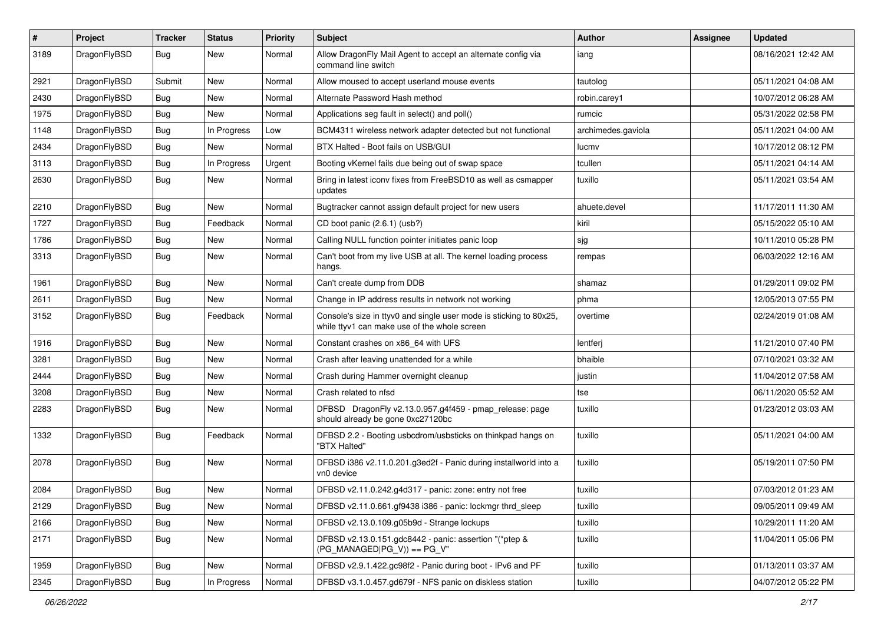| # | Project | Tracker | Status | Priority | Subject | Author | Assignee | Updated |
|---|---|---|---|---|---|---|---|---|
| 3189 | DragonFlyBSD | Bug | New | Normal | Allow DragonFly Mail Agent to accept an alternate config via command line switch | iang | | 08/16/2021 12:42 AM |
| 2921 | DragonFlyBSD | Submit | New | Normal | Allow moused to accept userland mouse events | tautolog | | 05/11/2021 04:08 AM |
| 2430 | DragonFlyBSD | Bug | New | Normal | Alternate Password Hash method | robin.carey1 | | 10/07/2012 06:28 AM |
| 1975 | DragonFlyBSD | Bug | New | Normal | Applications seg fault in select() and poll() | rumcic | | 05/31/2022 02:58 PM |
| 1148 | DragonFlyBSD | Bug | In Progress | Low | BCM4311 wireless network adapter detected but not functional | archimedes.gaviola | | 05/11/2021 04:00 AM |
| 2434 | DragonFlyBSD | Bug | New | Normal | BTX Halted - Boot fails on USB/GUI | lucmv | | 10/17/2012 08:12 PM |
| 3113 | DragonFlyBSD | Bug | In Progress | Urgent | Booting vKernel fails due being out of swap space | tcullen | | 05/11/2021 04:14 AM |
| 2630 | DragonFlyBSD | Bug | New | Normal | Bring in latest iconv fixes from FreeBSD10 as well as csmapper updates | tuxillo | | 05/11/2021 03:54 AM |
| 2210 | DragonFlyBSD | Bug | New | Normal | Bugtracker cannot assign default project for new users | ahuete.devel | | 11/17/2011 11:30 AM |
| 1727 | DragonFlyBSD | Bug | Feedback | Normal | CD boot panic (2.6.1) (usb?) | kiril | | 05/15/2022 05:10 AM |
| 1786 | DragonFlyBSD | Bug | New | Normal | Calling NULL function pointer initiates panic loop | sjg | | 10/11/2010 05:28 PM |
| 3313 | DragonFlyBSD | Bug | New | Normal | Can't boot from my live USB at all. The kernel loading process hangs. | rempas | | 06/03/2022 12:16 AM |
| 1961 | DragonFlyBSD | Bug | New | Normal | Can't create dump from DDB | shamaz | | 01/29/2011 09:02 PM |
| 2611 | DragonFlyBSD | Bug | New | Normal | Change in IP address results in network not working | phma | | 12/05/2013 07:55 PM |
| 3152 | DragonFlyBSD | Bug | Feedback | Normal | Console's size in ttyv0 and single user mode is sticking to 80x25, while ttyv1 can make use of the whole screen | overtime | | 02/24/2019 01:08 AM |
| 1916 | DragonFlyBSD | Bug | New | Normal | Constant crashes on x86_64 with UFS | lentferj | | 11/21/2010 07:40 PM |
| 3281 | DragonFlyBSD | Bug | New | Normal | Crash after leaving unattended for a while | bhaible | | 07/10/2021 03:32 AM |
| 2444 | DragonFlyBSD | Bug | New | Normal | Crash during Hammer overnight cleanup | justin | | 11/04/2012 07:58 AM |
| 3208 | DragonFlyBSD | Bug | New | Normal | Crash related to nfsd | tse | | 06/11/2020 05:52 AM |
| 2283 | DragonFlyBSD | Bug | New | Normal | DFBSD DragonFly v2.13.0.957.g4f459 - pmap_release: page should already be gone 0xc27120bc | tuxillo | | 01/23/2012 03:03 AM |
| 1332 | DragonFlyBSD | Bug | Feedback | Normal | DFBSD 2.2 - Booting usbcdrom/usbsticks on thinkpad hangs on "BTX Halted" | tuxillo | | 05/11/2021 04:00 AM |
| 2078 | DragonFlyBSD | Bug | New | Normal | DFBSD i386 v2.11.0.201.g3ed2f - Panic during installworld into a vn0 device | tuxillo | | 05/19/2011 07:50 PM |
| 2084 | DragonFlyBSD | Bug | New | Normal | DFBSD v2.11.0.242.g4d317 - panic: zone: entry not free | tuxillo | | 07/03/2012 01:23 AM |
| 2129 | DragonFlyBSD | Bug | New | Normal | DFBSD v2.11.0.661.gf9438 i386 - panic: lockmgr thrd_sleep | tuxillo | | 09/05/2011 09:49 AM |
| 2166 | DragonFlyBSD | Bug | New | Normal | DFBSD v2.13.0.109.g05b9d - Strange lockups | tuxillo | | 10/29/2011 11:20 AM |
| 2171 | DragonFlyBSD | Bug | New | Normal | DFBSD v2.13.0.151.gdc8442 - panic: assertion "(*ptep & (PG_MANAGED\|PG_V)) == PG_V" | tuxillo | | 11/04/2011 05:06 PM |
| 1959 | DragonFlyBSD | Bug | New | Normal | DFBSD v2.9.1.422.gc98f2 - Panic during boot - IPv6 and PF | tuxillo | | 01/13/2011 03:37 AM |
| 2345 | DragonFlyBSD | Bug | In Progress | Normal | DFBSD v3.1.0.457.gd679f - NFS panic on diskless station | tuxillo | | 04/07/2012 05:22 PM |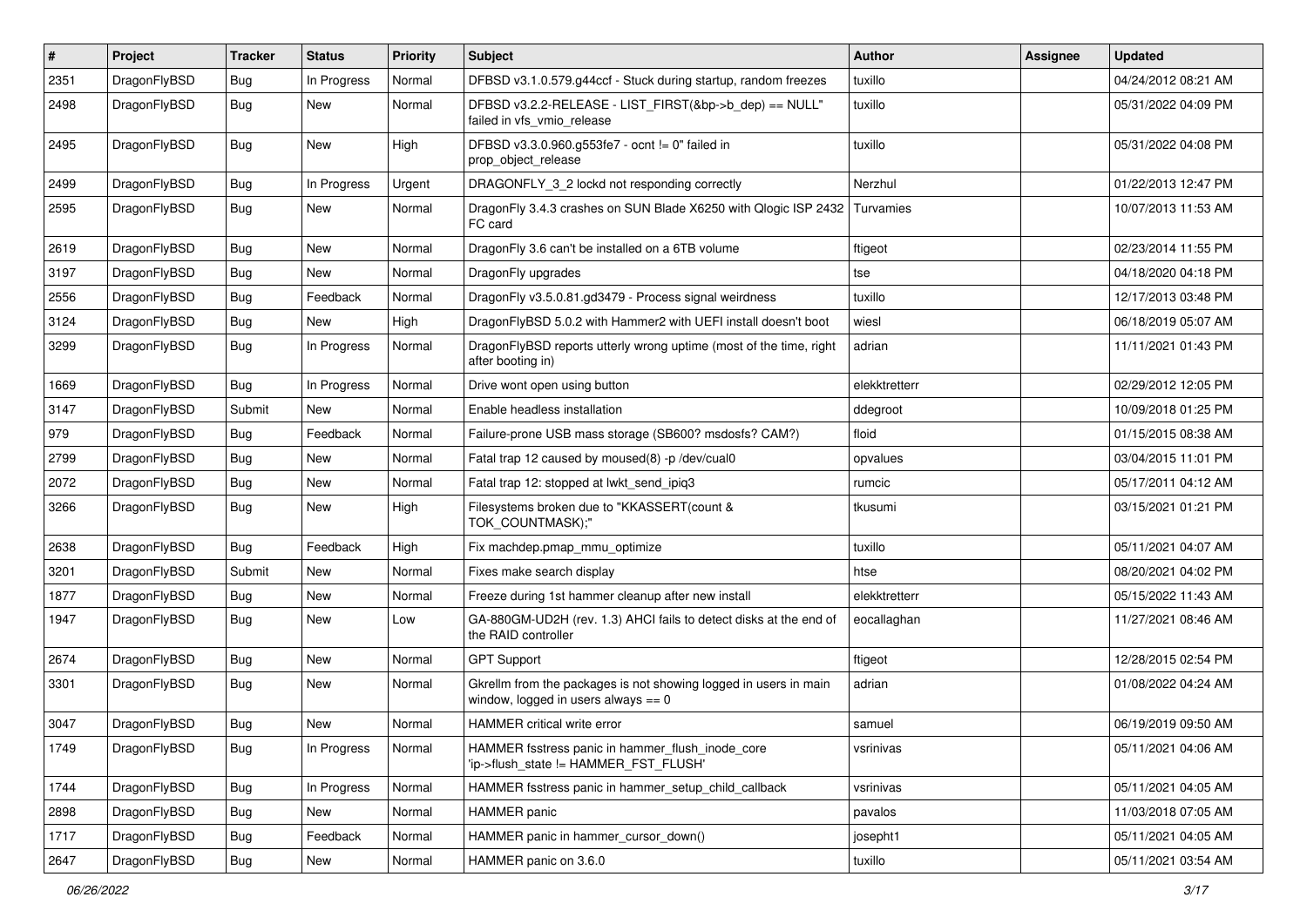| # | Project | Tracker | Status | Priority | Subject | Author | Assignee | Updated |
|---|---|---|---|---|---|---|---|---|
| 2351 | DragonFlyBSD | Bug | In Progress | Normal | DFBSD v3.1.0.579.g44ccf - Stuck during startup, random freezes | tuxillo | | 04/24/2012 08:21 AM |
| 2498 | DragonFlyBSD | Bug | New | Normal | DFBSD v3.2.2-RELEASE - LIST_FIRST(&bp->b_dep) == NULL" failed in vfs_vmio_release | tuxillo | | 05/31/2022 04:09 PM |
| 2495 | DragonFlyBSD | Bug | New | High | DFBSD v3.3.0.960.g553fe7 - ocnt != 0" failed in prop_object_release | tuxillo | | 05/31/2022 04:08 PM |
| 2499 | DragonFlyBSD | Bug | In Progress | Urgent | DRAGONFLY_3_2 lockd not responding correctly | Nerzhul | | 01/22/2013 12:47 PM |
| 2595 | DragonFlyBSD | Bug | New | Normal | DragonFly 3.4.3 crashes on SUN Blade X6250 with Qlogic ISP 2432 FC card | Turvamies | | 10/07/2013 11:53 AM |
| 2619 | DragonFlyBSD | Bug | New | Normal | DragonFly 3.6 can't be installed on a 6TB volume | ftigeot | | 02/23/2014 11:55 PM |
| 3197 | DragonFlyBSD | Bug | New | Normal | DragonFly upgrades | tse | | 04/18/2020 04:18 PM |
| 2556 | DragonFlyBSD | Bug | Feedback | Normal | DragonFly v3.5.0.81.gd3479 - Process signal weirdness | tuxillo | | 12/17/2013 03:48 PM |
| 3124 | DragonFlyBSD | Bug | New | High | DragonFlyBSD 5.0.2 with Hammer2 with UEFI install doesn't boot | wiesl | | 06/18/2019 05:07 AM |
| 3299 | DragonFlyBSD | Bug | In Progress | Normal | DragonFlyBSD reports utterly wrong uptime (most of the time, right after booting in) | adrian | | 11/11/2021 01:43 PM |
| 1669 | DragonFlyBSD | Bug | In Progress | Normal | Drive wont open using button | elekktretterr | | 02/29/2012 12:05 PM |
| 3147 | DragonFlyBSD | Submit | New | Normal | Enable headless installation | ddegroot | | 10/09/2018 01:25 PM |
| 979 | DragonFlyBSD | Bug | Feedback | Normal | Failure-prone USB mass storage (SB600? msdosfs? CAM?) | floid | | 01/15/2015 08:38 AM |
| 2799 | DragonFlyBSD | Bug | New | Normal | Fatal trap 12 caused by moused(8) -p /dev/cual0 | opvalues | | 03/04/2015 11:01 PM |
| 2072 | DragonFlyBSD | Bug | New | Normal | Fatal trap 12: stopped at lwkt_send_ipiq3 | rumcic | | 05/17/2011 04:12 AM |
| 3266 | DragonFlyBSD | Bug | New | High | Filesystems broken due to "KKASSERT(count & TOK_COUNTMASK);" | tkusumi | | 03/15/2021 01:21 PM |
| 2638 | DragonFlyBSD | Bug | Feedback | High | Fix machdep.pmap_mmu_optimize | tuxillo | | 05/11/2021 04:07 AM |
| 3201 | DragonFlyBSD | Submit | New | Normal | Fixes make search display | htse | | 08/20/2021 04:02 PM |
| 1877 | DragonFlyBSD | Bug | New | Normal | Freeze during 1st hammer cleanup after new install | elekktretterr | | 05/15/2022 11:43 AM |
| 1947 | DragonFlyBSD | Bug | New | Low | GA-880GM-UD2H (rev. 1.3) AHCI fails to detect disks at the end of the RAID controller | eocallaghan | | 11/27/2021 08:46 AM |
| 2674 | DragonFlyBSD | Bug | New | Normal | GPT Support | ftigeot | | 12/28/2015 02:54 PM |
| 3301 | DragonFlyBSD | Bug | New | Normal | Gkrellm from the packages is not showing logged in users in main window, logged in users always == 0 | adrian | | 01/08/2022 04:24 AM |
| 3047 | DragonFlyBSD | Bug | New | Normal | HAMMER critical write error | samuel | | 06/19/2019 09:50 AM |
| 1749 | DragonFlyBSD | Bug | In Progress | Normal | HAMMER fsstress panic in hammer_flush_inode_core 'ip->flush_state != HAMMER_FST_FLUSH' | vsrinivas | | 05/11/2021 04:06 AM |
| 1744 | DragonFlyBSD | Bug | In Progress | Normal | HAMMER fsstress panic in hammer_setup_child_callback | vsrinivas | | 05/11/2021 04:05 AM |
| 2898 | DragonFlyBSD | Bug | New | Normal | HAMMER panic | pavalos | | 11/03/2018 07:05 AM |
| 1717 | DragonFlyBSD | Bug | Feedback | Normal | HAMMER panic in hammer_cursor_down() | josepht1 | | 05/11/2021 04:05 AM |
| 2647 | DragonFlyBSD | Bug | New | Normal | HAMMER panic on 3.6.0 | tuxillo | | 05/11/2021 03:54 AM |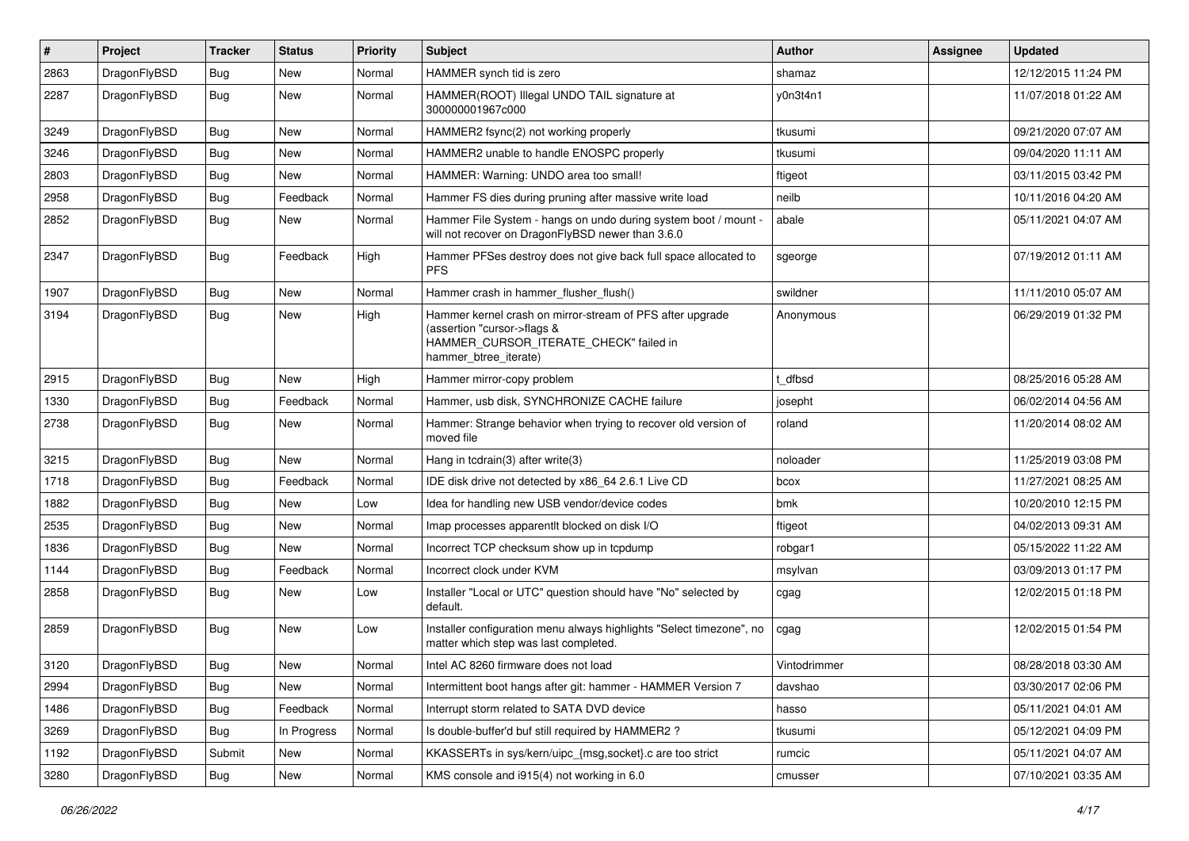| # | Project | Tracker | Status | Priority | Subject | Author | Assignee | Updated |
|---|---|---|---|---|---|---|---|---|
| 2863 | DragonFlyBSD | Bug | New | Normal | HAMMER synch tid is zero | shamaz | | 12/12/2015 11:24 PM |
| 2287 | DragonFlyBSD | Bug | New | Normal | HAMMER(ROOT) Illegal UNDO TAIL signature at 300000001967c000 | y0n3t4n1 | | 11/07/2018 01:22 AM |
| 3249 | DragonFlyBSD | Bug | New | Normal | HAMMER2 fsync(2) not working properly | tkusumi | | 09/21/2020 07:07 AM |
| 3246 | DragonFlyBSD | Bug | New | Normal | HAMMER2 unable to handle ENOSPC properly | tkusumi | | 09/04/2020 11:11 AM |
| 2803 | DragonFlyBSD | Bug | New | Normal | HAMMER: Warning: UNDO area too small! | ftigeot | | 03/11/2015 03:42 PM |
| 2958 | DragonFlyBSD | Bug | Feedback | Normal | Hammer FS dies during pruning after massive write load | neilb | | 10/11/2016 04:20 AM |
| 2852 | DragonFlyBSD | Bug | New | Normal | Hammer File System - hangs on undo during system boot / mount - will not recover on DragonFlyBSD newer than 3.6.0 | abale | | 05/11/2021 04:07 AM |
| 2347 | DragonFlyBSD | Bug | Feedback | High | Hammer PFSes destroy does not give back full space allocated to PFS | sgeorge | | 07/19/2012 01:11 AM |
| 1907 | DragonFlyBSD | Bug | New | Normal | Hammer crash in hammer_flusher_flush() | swildner | | 11/11/2010 05:07 AM |
| 3194 | DragonFlyBSD | Bug | New | High | Hammer kernel crash on mirror-stream of PFS after upgrade (assertion "cursor->flags & HAMMER_CURSOR_ITERATE_CHECK" failed in hammer_btree_iterate) | Anonymous | | 06/29/2019 01:32 PM |
| 2915 | DragonFlyBSD | Bug | New | High | Hammer mirror-copy problem | t_dfbsd | | 08/25/2016 05:28 AM |
| 1330 | DragonFlyBSD | Bug | Feedback | Normal | Hammer, usb disk, SYNCHRONIZE CACHE failure | josepht | | 06/02/2014 04:56 AM |
| 2738 | DragonFlyBSD | Bug | New | Normal | Hammer: Strange behavior when trying to recover old version of moved file | roland | | 11/20/2014 08:02 AM |
| 3215 | DragonFlyBSD | Bug | New | Normal | Hang in tcdrain(3) after write(3) | noloader | | 11/25/2019 03:08 PM |
| 1718 | DragonFlyBSD | Bug | Feedback | Normal | IDE disk drive not detected by x86_64 2.6.1 Live CD | bcox | | 11/27/2021 08:25 AM |
| 1882 | DragonFlyBSD | Bug | New | Low | Idea for handling new USB vendor/device codes | bmk | | 10/20/2010 12:15 PM |
| 2535 | DragonFlyBSD | Bug | New | Normal | Imap processes apparentlt blocked on disk I/O | ftigeot | | 04/02/2013 09:31 AM |
| 1836 | DragonFlyBSD | Bug | New | Normal | Incorrect TCP checksum show up in tcpdump | robgar1 | | 05/15/2022 11:22 AM |
| 1144 | DragonFlyBSD | Bug | Feedback | Normal | Incorrect clock under KVM | msylvan | | 03/09/2013 01:17 PM |
| 2858 | DragonFlyBSD | Bug | New | Low | Installer "Local or UTC" question should have "No" selected by default. | cgag | | 12/02/2015 01:18 PM |
| 2859 | DragonFlyBSD | Bug | New | Low | Installer configuration menu always highlights "Select timezone", no matter which step was last completed. | cgag | | 12/02/2015 01:54 PM |
| 3120 | DragonFlyBSD | Bug | New | Normal | Intel AC 8260 firmware does not load | Vintodrimmer | | 08/28/2018 03:30 AM |
| 2994 | DragonFlyBSD | Bug | New | Normal | Intermittent boot hangs after git: hammer - HAMMER Version 7 | davshao | | 03/30/2017 02:06 PM |
| 1486 | DragonFlyBSD | Bug | Feedback | Normal | Interrupt storm related to SATA DVD device | hasso | | 05/11/2021 04:01 AM |
| 3269 | DragonFlyBSD | Bug | In Progress | Normal | Is double-buffer'd buf still required by HAMMER2 ? | tkusumi | | 05/12/2021 04:09 PM |
| 1192 | DragonFlyBSD | Submit | New | Normal | KKASSERTs in sys/kern/uipc_{msg,socket}.c are too strict | rumcic | | 05/11/2021 04:07 AM |
| 3280 | DragonFlyBSD | Bug | New | Normal | KMS console and i915(4) not working in 6.0 | cmusser | | 07/10/2021 03:35 AM |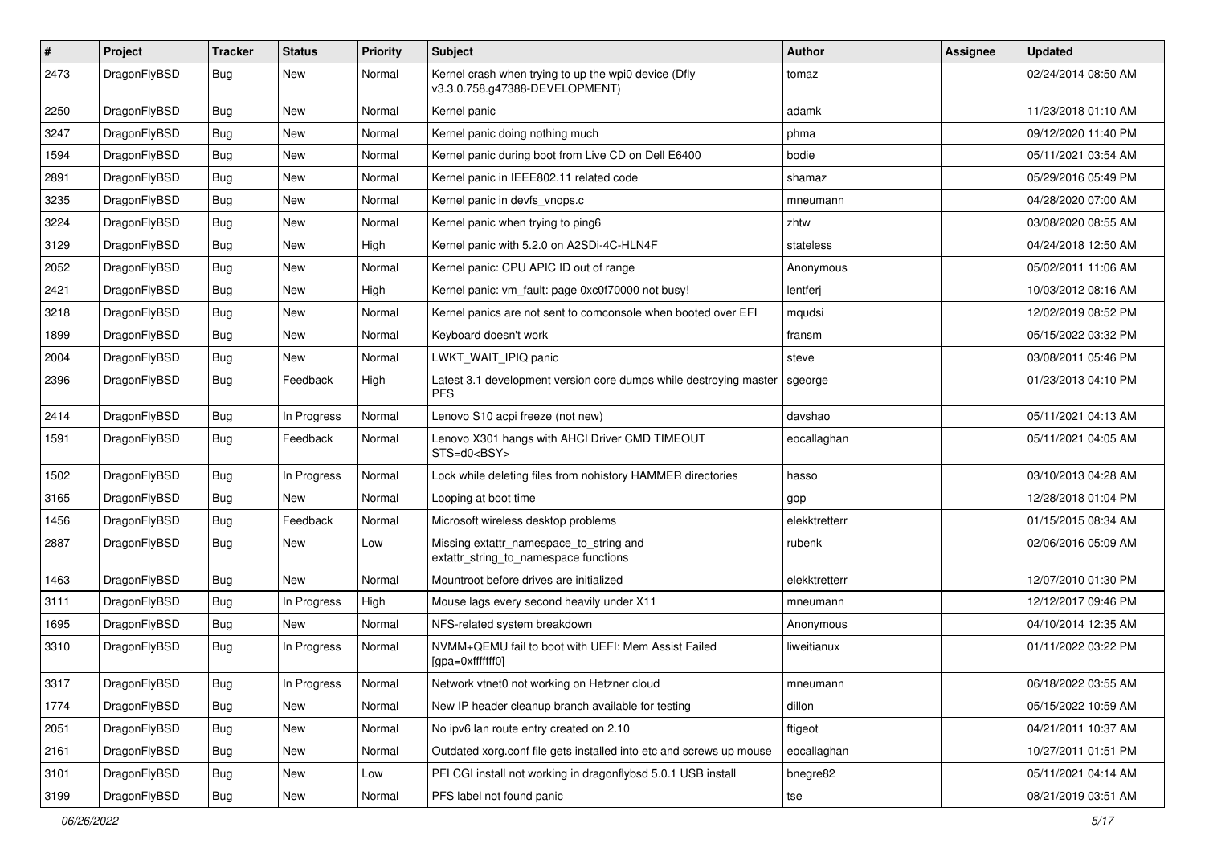| # | Project | Tracker | Status | Priority | Subject | Author | Assignee | Updated |
| --- | --- | --- | --- | --- | --- | --- | --- | --- |
| 2473 | DragonFlyBSD | Bug | New | Normal | Kernel crash when trying to up the wpi0 device (Dfly v3.3.0.758.g47388-DEVELOPMENT) | tomaz | | 02/24/2014 08:50 AM |
| 2250 | DragonFlyBSD | Bug | New | Normal | Kernel panic | adamk | | 11/23/2018 01:10 AM |
| 3247 | DragonFlyBSD | Bug | New | Normal | Kernel panic doing nothing much | phma | | 09/12/2020 11:40 PM |
| 1594 | DragonFlyBSD | Bug | New | Normal | Kernel panic during boot from Live CD on Dell E6400 | bodie | | 05/11/2021 03:54 AM |
| 2891 | DragonFlyBSD | Bug | New | Normal | Kernel panic in IEEE802.11 related code | shamaz | | 05/29/2016 05:49 PM |
| 3235 | DragonFlyBSD | Bug | New | Normal | Kernel panic in devfs_vnops.c | mneumann | | 04/28/2020 07:00 AM |
| 3224 | DragonFlyBSD | Bug | New | Normal | Kernel panic when trying to ping6 | zhtw | | 03/08/2020 08:55 AM |
| 3129 | DragonFlyBSD | Bug | New | High | Kernel panic with 5.2.0 on A2SDi-4C-HLN4F | stateless | | 04/24/2018 12:50 AM |
| 2052 | DragonFlyBSD | Bug | New | Normal | Kernel panic: CPU APIC ID out of range | Anonymous | | 05/02/2011 11:06 AM |
| 2421 | DragonFlyBSD | Bug | New | High | Kernel panic: vm_fault: page 0xc0f70000 not busy! | lentferj | | 10/03/2012 08:16 AM |
| 3218 | DragonFlyBSD | Bug | New | Normal | Kernel panics are not sent to comconsole when booted over EFI | mqudsi | | 12/02/2019 08:52 PM |
| 1899 | DragonFlyBSD | Bug | New | Normal | Keyboard doesn't work | fransm | | 05/15/2022 03:32 PM |
| 2004 | DragonFlyBSD | Bug | New | Normal | LWKT_WAIT_IPIQ panic | steve | | 03/08/2011 05:46 PM |
| 2396 | DragonFlyBSD | Bug | Feedback | High | Latest 3.1 development version core dumps while destroying master PFS | sgeorge | | 01/23/2013 04:10 PM |
| 2414 | DragonFlyBSD | Bug | In Progress | Normal | Lenovo S10 acpi freeze (not new) | davshao | | 05/11/2021 04:13 AM |
| 1591 | DragonFlyBSD | Bug | Feedback | Normal | Lenovo X301 hangs with AHCI Driver CMD TIMEOUT STS=d0<BSY> | eocallaghan | | 05/11/2021 04:05 AM |
| 1502 | DragonFlyBSD | Bug | In Progress | Normal | Lock while deleting files from nohistory HAMMER directories | hasso | | 03/10/2013 04:28 AM |
| 3165 | DragonFlyBSD | Bug | New | Normal | Looping at boot time | gop | | 12/28/2018 01:04 PM |
| 1456 | DragonFlyBSD | Bug | Feedback | Normal | Microsoft wireless desktop problems | elekktretterr | | 01/15/2015 08:34 AM |
| 2887 | DragonFlyBSD | Bug | New | Low | Missing extattr_namespace_to_string and extattr_string_to_namespace functions | rubenk | | 02/06/2016 05:09 AM |
| 1463 | DragonFlyBSD | Bug | New | Normal | Mountroot before drives are initialized | elekktretterr | | 12/07/2010 01:30 PM |
| 3111 | DragonFlyBSD | Bug | In Progress | High | Mouse lags every second heavily under X11 | mneumann | | 12/12/2017 09:46 PM |
| 1695 | DragonFlyBSD | Bug | New | Normal | NFS-related system breakdown | Anonymous | | 04/10/2014 12:35 AM |
| 3310 | DragonFlyBSD | Bug | In Progress | Normal | NVMM+QEMU fail to boot with UEFI: Mem Assist Failed [gpa=0xfffffff0] | liweitianux | | 01/11/2022 03:22 PM |
| 3317 | DragonFlyBSD | Bug | In Progress | Normal | Network vtnet0 not working on Hetzner cloud | mneumann | | 06/18/2022 03:55 AM |
| 1774 | DragonFlyBSD | Bug | New | Normal | New IP header cleanup branch available for testing | dillon | | 05/15/2022 10:59 AM |
| 2051 | DragonFlyBSD | Bug | New | Normal | No ipv6 lan route entry created on 2.10 | ftigeot | | 04/21/2011 10:37 AM |
| 2161 | DragonFlyBSD | Bug | New | Normal | Outdated xorg.conf file gets installed into etc and screws up mouse | eocallaghan | | 10/27/2011 01:51 PM |
| 3101 | DragonFlyBSD | Bug | New | Low | PFI CGI install not working in dragonflybsd 5.0.1 USB install | bnegre82 | | 05/11/2021 04:14 AM |
| 3199 | DragonFlyBSD | Bug | New | Normal | PFS label not found panic | tse | | 08/21/2019 03:51 AM |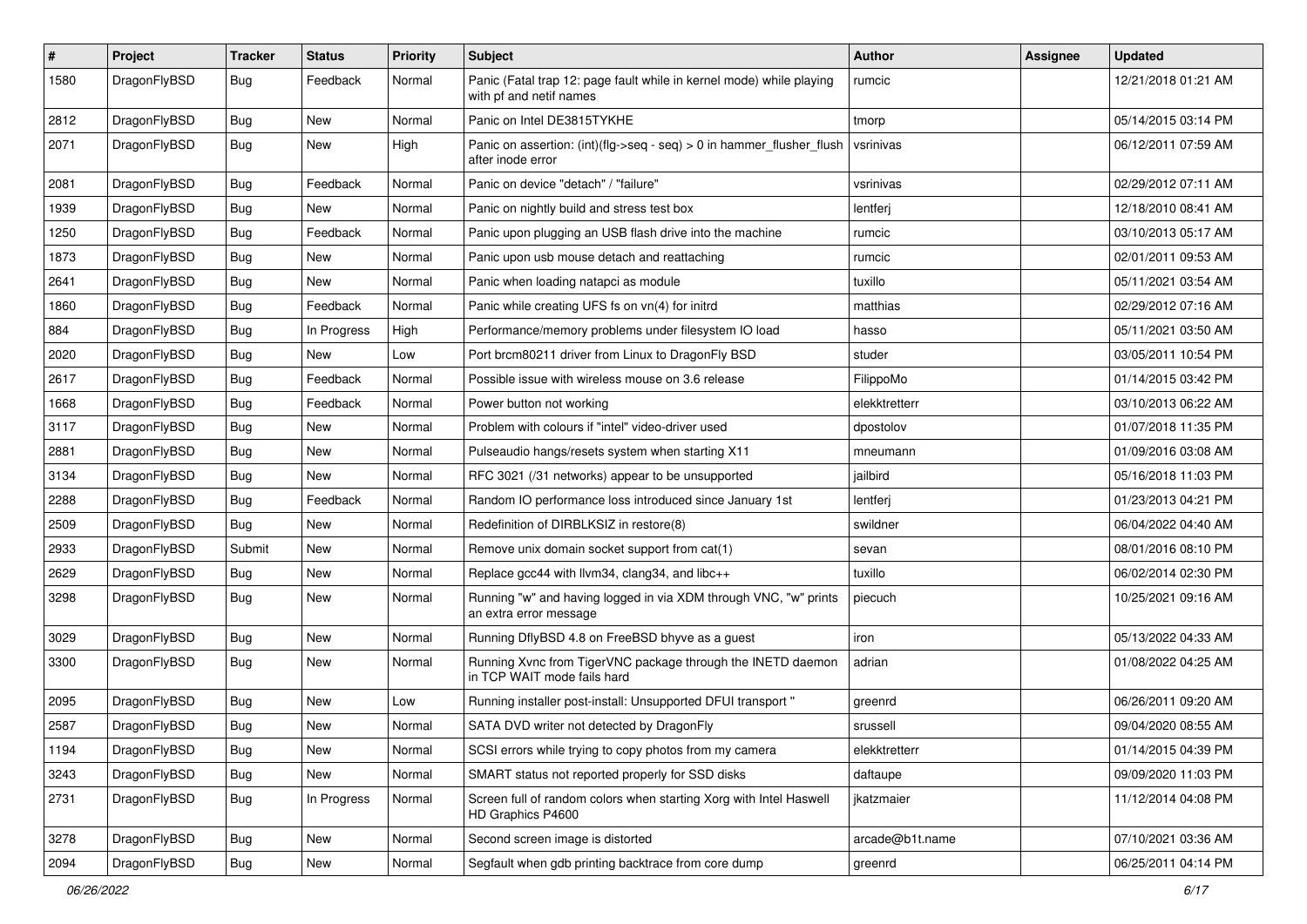| # | Project | Tracker | Status | Priority | Subject | Author | Assignee | Updated |
|---|---|---|---|---|---|---|---|---|
| 1580 | DragonFlyBSD | Bug | Feedback | Normal | Panic (Fatal trap 12: page fault while in kernel mode) while playing with pf and netif names | rumcic | | 12/21/2018 01:21 AM |
| 2812 | DragonFlyBSD | Bug | New | Normal | Panic on Intel DE3815TYKHE | tmorp | | 05/14/2015 03:14 PM |
| 2071 | DragonFlyBSD | Bug | New | High | Panic on assertion: (int)(flg->seq - seq) > 0 in hammer_flusher_flush after inode error | vsrinivas | | 06/12/2011 07:59 AM |
| 2081 | DragonFlyBSD | Bug | Feedback | Normal | Panic on device "detach" / "failure" | vsrinivas | | 02/29/2012 07:11 AM |
| 1939 | DragonFlyBSD | Bug | New | Normal | Panic on nightly build and stress test box | lentferj | | 12/18/2010 08:41 AM |
| 1250 | DragonFlyBSD | Bug | Feedback | Normal | Panic upon plugging an USB flash drive into the machine | rumcic | | 03/10/2013 05:17 AM |
| 1873 | DragonFlyBSD | Bug | New | Normal | Panic upon usb mouse detach and reattaching | rumcic | | 02/01/2011 09:53 AM |
| 2641 | DragonFlyBSD | Bug | New | Normal | Panic when loading natapci as module | tuxillo | | 05/11/2021 03:54 AM |
| 1860 | DragonFlyBSD | Bug | Feedback | Normal | Panic while creating UFS fs on vn(4) for initrd | matthias | | 02/29/2012 07:16 AM |
| 884 | DragonFlyBSD | Bug | In Progress | High | Performance/memory problems under filesystem IO load | hasso | | 05/11/2021 03:50 AM |
| 2020 | DragonFlyBSD | Bug | New | Low | Port brcm80211 driver from Linux to DragonFly BSD | studer | | 03/05/2011 10:54 PM |
| 2617 | DragonFlyBSD | Bug | Feedback | Normal | Possible issue with wireless mouse on 3.6 release | FilippoMo | | 01/14/2015 03:42 PM |
| 1668 | DragonFlyBSD | Bug | Feedback | Normal | Power button not working | elekktretterr | | 03/10/2013 06:22 AM |
| 3117 | DragonFlyBSD | Bug | New | Normal | Problem with colours if "intel" video-driver used | dpostolov | | 01/07/2018 11:35 PM |
| 2881 | DragonFlyBSD | Bug | New | Normal | Pulseaudio hangs/resets system when starting X11 | mneumann | | 01/09/2016 03:08 AM |
| 3134 | DragonFlyBSD | Bug | New | Normal | RFC 3021 (/31 networks) appear to be unsupported | jailbird | | 05/16/2018 11:03 PM |
| 2288 | DragonFlyBSD | Bug | Feedback | Normal | Random IO performance loss introduced since January 1st | lentferj | | 01/23/2013 04:21 PM |
| 2509 | DragonFlyBSD | Bug | New | Normal | Redefinition of DIRBLKSIZ in restore(8) | swildner | | 06/04/2022 04:40 AM |
| 2933 | DragonFlyBSD | Submit | New | Normal | Remove unix domain socket support from cat(1) | sevan | | 08/01/2016 08:10 PM |
| 2629 | DragonFlyBSD | Bug | New | Normal | Replace gcc44 with llvm34, clang34, and libc++ | tuxillo | | 06/02/2014 02:30 PM |
| 3298 | DragonFlyBSD | Bug | New | Normal | Running "w" and having logged in via XDM through VNC, "w" prints an extra error message | piecuch | | 10/25/2021 09:16 AM |
| 3029 | DragonFlyBSD | Bug | New | Normal | Running DflyBSD 4.8 on FreeBSD bhyve as a guest | iron | | 05/13/2022 04:33 AM |
| 3300 | DragonFlyBSD | Bug | New | Normal | Running Xvnc from TigerVNC package through the INETD daemon in TCP WAIT mode fails hard | adrian | | 01/08/2022 04:25 AM |
| 2095 | DragonFlyBSD | Bug | New | Low | Running installer post-install: Unsupported DFUI transport " | greenrd | | 06/26/2011 09:20 AM |
| 2587 | DragonFlyBSD | Bug | New | Normal | SATA DVD writer not detected by DragonFly | srussell | | 09/04/2020 08:55 AM |
| 1194 | DragonFlyBSD | Bug | New | Normal | SCSI errors while trying to copy photos from my camera | elekktretterr | | 01/14/2015 04:39 PM |
| 3243 | DragonFlyBSD | Bug | New | Normal | SMART status not reported properly for SSD disks | daftaupe | | 09/09/2020 11:03 PM |
| 2731 | DragonFlyBSD | Bug | In Progress | Normal | Screen full of random colors when starting Xorg with Intel Haswell HD Graphics P4600 | jkatzmaier | | 11/12/2014 04:08 PM |
| 3278 | DragonFlyBSD | Bug | New | Normal | Second screen image is distorted | arcade@b1t.name | | 07/10/2021 03:36 AM |
| 2094 | DragonFlyBSD | Bug | New | Normal | Segfault when gdb printing backtrace from core dump | greenrd | | 06/25/2011 04:14 PM |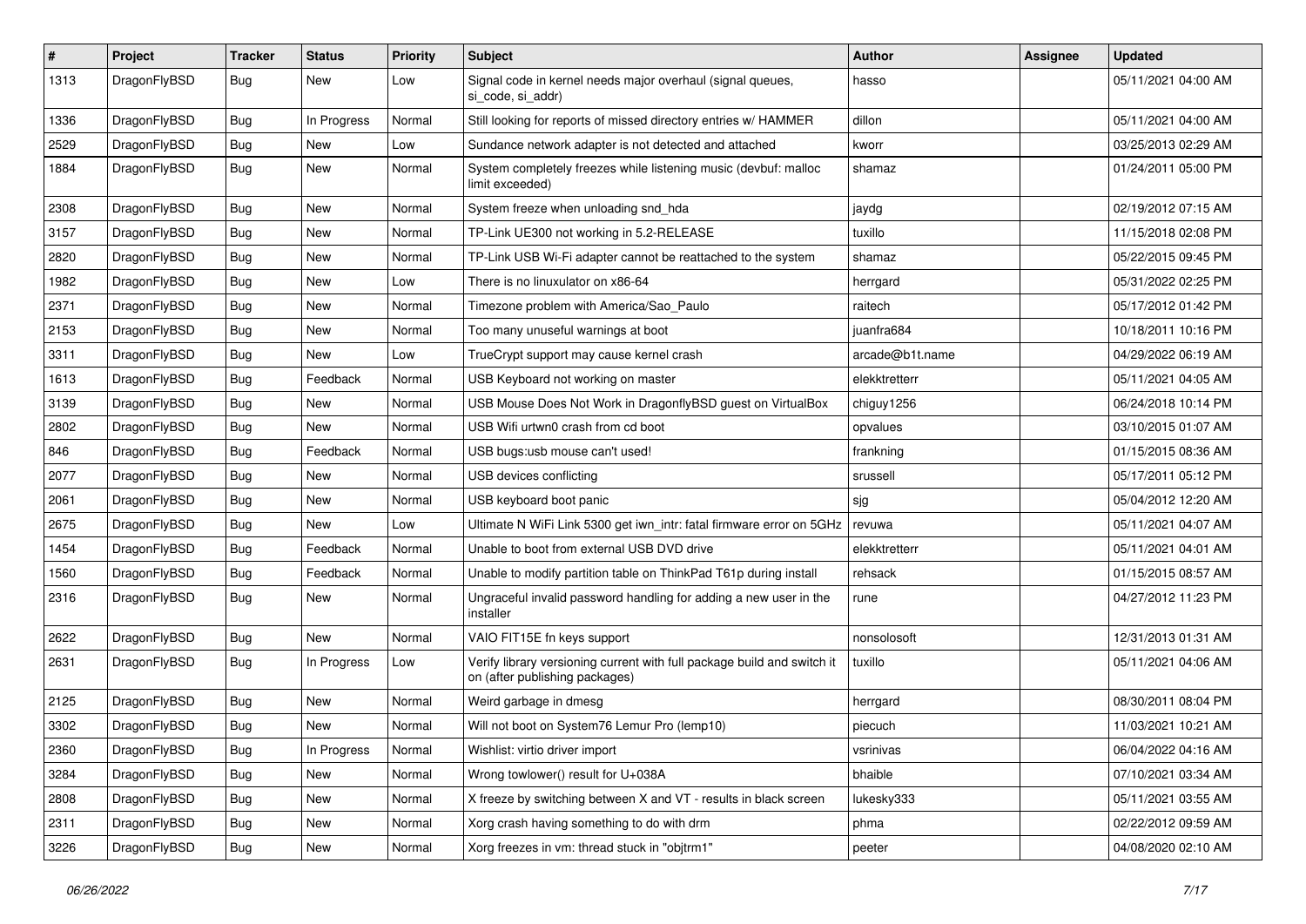| # | Project | Tracker | Status | Priority | Subject | Author | Assignee | Updated |
|---|---|---|---|---|---|---|---|---|
| 1313 | DragonFlyBSD | Bug | New | Low | Signal code in kernel needs major overhaul (signal queues, si_code, si_addr) | hasso | | 05/11/2021 04:00 AM |
| 1336 | DragonFlyBSD | Bug | In Progress | Normal | Still looking for reports of missed directory entries w/ HAMMER | dillon | | 05/11/2021 04:00 AM |
| 2529 | DragonFlyBSD | Bug | New | Low | Sundance network adapter is not detected and attached | kworr | | 03/25/2013 02:29 AM |
| 1884 | DragonFlyBSD | Bug | New | Normal | System completely freezes while listening music (devbuf: malloc limit exceeded) | shamaz | | 01/24/2011 05:00 PM |
| 2308 | DragonFlyBSD | Bug | New | Normal | System freeze when unloading snd_hda | jaydg | | 02/19/2012 07:15 AM |
| 3157 | DragonFlyBSD | Bug | New | Normal | TP-Link UE300 not working in 5.2-RELEASE | tuxillo | | 11/15/2018 02:08 PM |
| 2820 | DragonFlyBSD | Bug | New | Normal | TP-Link USB Wi-Fi adapter cannot be reattached to the system | shamaz | | 05/22/2015 09:45 PM |
| 1982 | DragonFlyBSD | Bug | New | Low | There is no linuxulator on x86-64 | herrgard | | 05/31/2022 02:25 PM |
| 2371 | DragonFlyBSD | Bug | New | Normal | Timezone problem with America/Sao_Paulo | raitech | | 05/17/2012 01:42 PM |
| 2153 | DragonFlyBSD | Bug | New | Normal | Too many unuseful warnings at boot | juanfra684 | | 10/18/2011 10:16 PM |
| 3311 | DragonFlyBSD | Bug | New | Low | TrueCrypt support may cause kernel crash | arcade@b1t.name | | 04/29/2022 06:19 AM |
| 1613 | DragonFlyBSD | Bug | Feedback | Normal | USB Keyboard not working on master | elekktretterr | | 05/11/2021 04:05 AM |
| 3139 | DragonFlyBSD | Bug | New | Normal | USB Mouse Does Not Work in DragonflyBSD guest on VirtualBox | chiguy1256 | | 06/24/2018 10:14 PM |
| 2802 | DragonFlyBSD | Bug | New | Normal | USB Wifi urtwn0 crash from cd boot | opvalues | | 03/10/2015 01:07 AM |
| 846 | DragonFlyBSD | Bug | Feedback | Normal | USB bugs:usb mouse can't used! | frankning | | 01/15/2015 08:36 AM |
| 2077 | DragonFlyBSD | Bug | New | Normal | USB devices conflicting | srussell | | 05/17/2011 05:12 PM |
| 2061 | DragonFlyBSD | Bug | New | Normal | USB keyboard boot panic | sjg | | 05/04/2012 12:20 AM |
| 2675 | DragonFlyBSD | Bug | New | Low | Ultimate N WiFi Link 5300 get iwn_intr: fatal firmware error on 5GHz | revuwa | | 05/11/2021 04:07 AM |
| 1454 | DragonFlyBSD | Bug | Feedback | Normal | Unable to boot from external USB DVD drive | elekktretterr | | 05/11/2021 04:01 AM |
| 1560 | DragonFlyBSD | Bug | Feedback | Normal | Unable to modify partition table on ThinkPad T61p during install | rehsack | | 01/15/2015 08:57 AM |
| 2316 | DragonFlyBSD | Bug | New | Normal | Ungraceful invalid password handling for adding a new user in the installer | rune | | 04/27/2012 11:23 PM |
| 2622 | DragonFlyBSD | Bug | New | Normal | VAIO FIT15E fn keys support | nonsolosoft | | 12/31/2013 01:31 AM |
| 2631 | DragonFlyBSD | Bug | In Progress | Low | Verify library versioning current with full package build and switch it on (after publishing packages) | tuxillo | | 05/11/2021 04:06 AM |
| 2125 | DragonFlyBSD | Bug | New | Normal | Weird garbage in dmesg | herrgard | | 08/30/2011 08:04 PM |
| 3302 | DragonFlyBSD | Bug | New | Normal | Will not boot on System76 Lemur Pro (lemp10) | piecuch | | 11/03/2021 10:21 AM |
| 2360 | DragonFlyBSD | Bug | In Progress | Normal | Wishlist: virtio driver import | vsrinivas | | 06/04/2022 04:16 AM |
| 3284 | DragonFlyBSD | Bug | New | Normal | Wrong towlower() result for U+038A | bhaible | | 07/10/2021 03:34 AM |
| 2808 | DragonFlyBSD | Bug | New | Normal | X freeze by switching between X and VT - results in black screen | lukesky333 | | 05/11/2021 03:55 AM |
| 2311 | DragonFlyBSD | Bug | New | Normal | Xorg crash having something to do with drm | phma | | 02/22/2012 09:59 AM |
| 3226 | DragonFlyBSD | Bug | New | Normal | Xorg freezes in vm: thread stuck in "objtrm1" | peeter | | 04/08/2020 02:10 AM |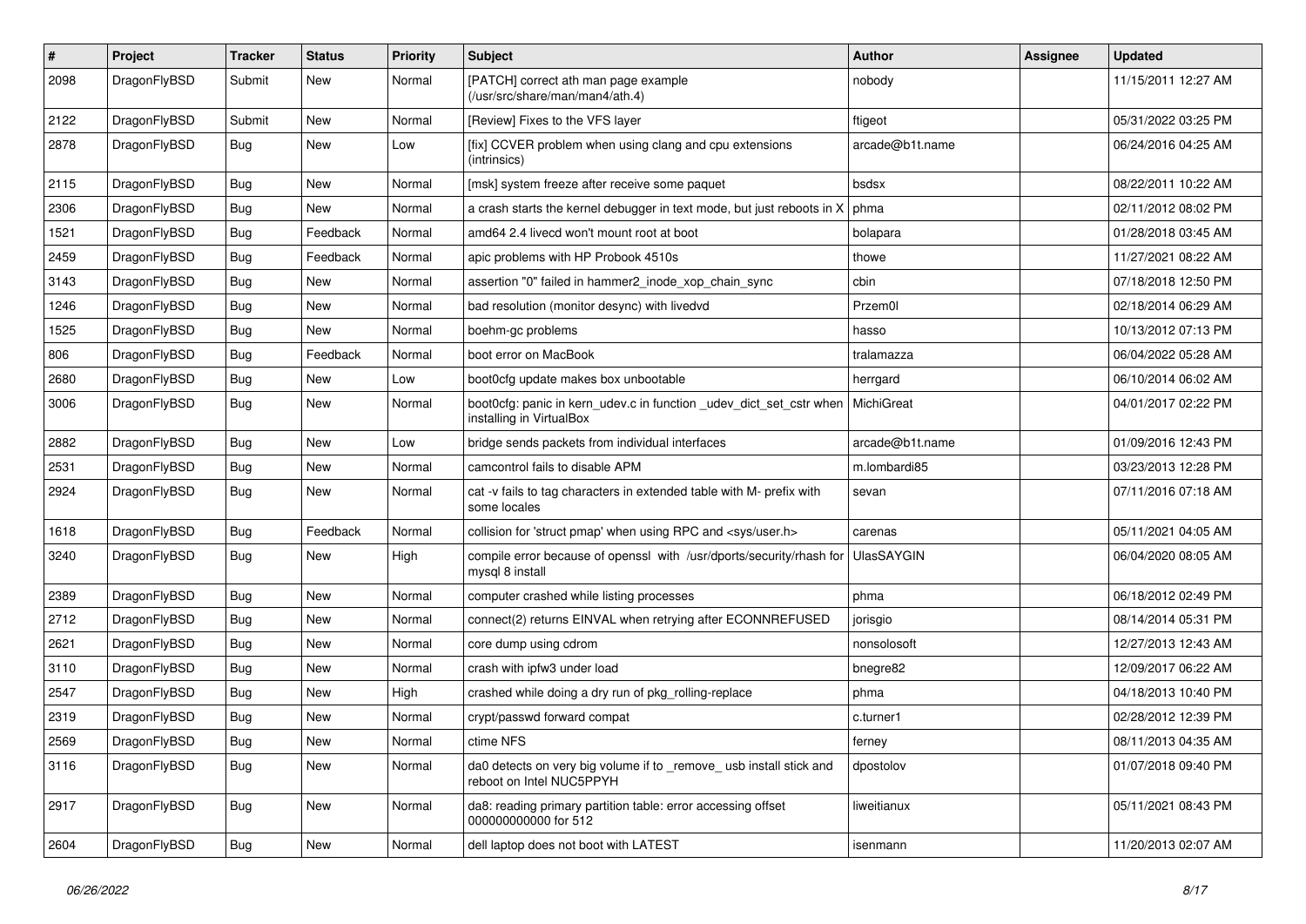| # | Project | Tracker | Status | Priority | Subject | Author | Assignee | Updated |
|---|---|---|---|---|---|---|---|---|
| 2098 | DragonFlyBSD | Submit | New | Normal | [PATCH] correct ath man page example (/usr/src/share/man/man4/ath.4) | nobody | | 11/15/2011 12:27 AM |
| 2122 | DragonFlyBSD | Submit | New | Normal | [Review] Fixes to the VFS layer | ftigeot | | 05/31/2022 03:25 PM |
| 2878 | DragonFlyBSD | Bug | New | Low | [fix] CCVER problem when using clang and cpu extensions (intrinsics) | arcade@b1t.name | | 06/24/2016 04:25 AM |
| 2115 | DragonFlyBSD | Bug | New | Normal | [msk] system freeze after receive some paquet | bsdsx | | 08/22/2011 10:22 AM |
| 2306 | DragonFlyBSD | Bug | New | Normal | a crash starts the kernel debugger in text mode, but just reboots in X | phma | | 02/11/2012 08:02 PM |
| 1521 | DragonFlyBSD | Bug | Feedback | Normal | amd64 2.4 livecd won't mount root at boot | bolapara | | 01/28/2018 03:45 AM |
| 2459 | DragonFlyBSD | Bug | Feedback | Normal | apic problems with HP Probook 4510s | thowe | | 11/27/2021 08:22 AM |
| 3143 | DragonFlyBSD | Bug | New | Normal | assertion "0" failed in hammer2_inode_xop_chain_sync | cbin | | 07/18/2018 12:50 PM |
| 1246 | DragonFlyBSD | Bug | New | Normal | bad resolution (monitor desync) with livedvd | Przem0l | | 02/18/2014 06:29 AM |
| 1525 | DragonFlyBSD | Bug | New | Normal | boehm-gc problems | hasso | | 10/13/2012 07:13 PM |
| 806 | DragonFlyBSD | Bug | Feedback | Normal | boot error on MacBook | tralamazza | | 06/04/2022 05:28 AM |
| 2680 | DragonFlyBSD | Bug | New | Low | boot0cfg update makes box unbootable | herrgard | | 06/10/2014 06:02 AM |
| 3006 | DragonFlyBSD | Bug | New | Normal | boot0cfg: panic in kern_udev.c in function _udev_dict_set_cstr when installing in VirtualBox | MichiGreat | | 04/01/2017 02:22 PM |
| 2882 | DragonFlyBSD | Bug | New | Low | bridge sends packets from individual interfaces | arcade@b1t.name | | 01/09/2016 12:43 PM |
| 2531 | DragonFlyBSD | Bug | New | Normal | camcontrol fails to disable APM | m.lombardi85 | | 03/23/2013 12:28 PM |
| 2924 | DragonFlyBSD | Bug | New | Normal | cat -v fails to tag characters in extended table with M- prefix with some locales | sevan | | 07/11/2016 07:18 AM |
| 1618 | DragonFlyBSD | Bug | Feedback | Normal | collision for 'struct pmap' when using RPC and <sys/user.h> | carenas | | 05/11/2021 04:05 AM |
| 3240 | DragonFlyBSD | Bug | New | High | compile error because of openssl with /usr/dports/security/rhash for mysql 8 install | UlasSAYGIN | | 06/04/2020 08:05 AM |
| 2389 | DragonFlyBSD | Bug | New | Normal | computer crashed while listing processes | phma | | 06/18/2012 02:49 PM |
| 2712 | DragonFlyBSD | Bug | New | Normal | connect(2) returns EINVAL when retrying after ECONNREFUSED | jorisgio | | 08/14/2014 05:31 PM |
| 2621 | DragonFlyBSD | Bug | New | Normal | core dump using cdrom | nonsolosoft | | 12/27/2013 12:43 AM |
| 3110 | DragonFlyBSD | Bug | New | Normal | crash with ipfw3 under load | bnegre82 | | 12/09/2017 06:22 AM |
| 2547 | DragonFlyBSD | Bug | New | High | crashed while doing a dry run of pkg_rolling-replace | phma | | 04/18/2013 10:40 PM |
| 2319 | DragonFlyBSD | Bug | New | Normal | crypt/passwd forward compat | c.turner1 | | 02/28/2012 12:39 PM |
| 2569 | DragonFlyBSD | Bug | New | Normal | ctime NFS | ferney | | 08/11/2013 04:35 AM |
| 3116 | DragonFlyBSD | Bug | New | Normal | da0 detects on very big volume if to _remove_ usb install stick and reboot on Intel NUC5PPYH | dpostolov | | 01/07/2018 09:40 PM |
| 2917 | DragonFlyBSD | Bug | New | Normal | da8: reading primary partition table: error accessing offset 000000000000 for 512 | liweitianux | | 05/11/2021 08:43 PM |
| 2604 | DragonFlyBSD | Bug | New | Normal | dell laptop does not boot with LATEST | isenmann | | 11/20/2013 02:07 AM |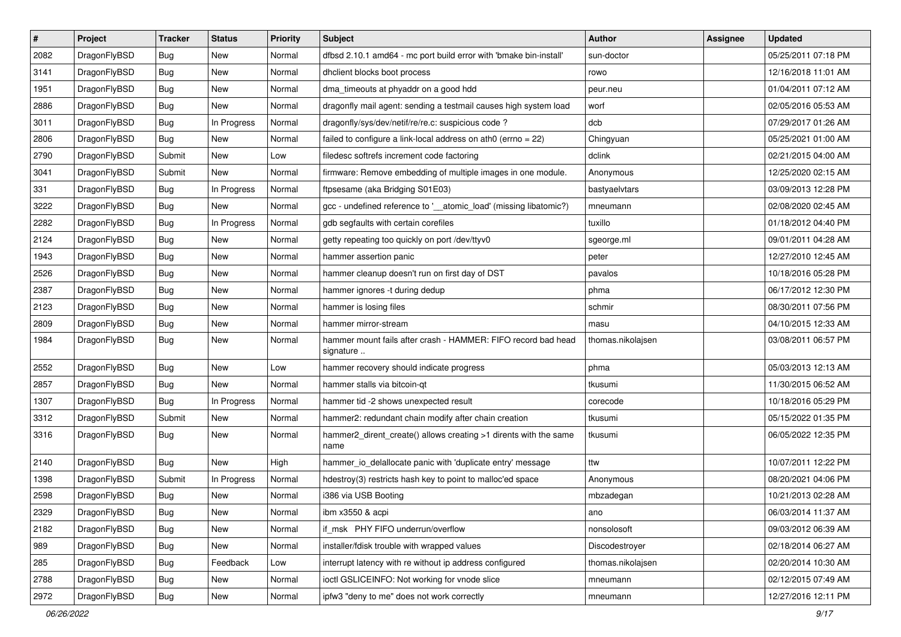| # | Project | Tracker | Status | Priority | Subject | Author | Assignee | Updated |
|---|---|---|---|---|---|---|---|---|
| 2082 | DragonFlyBSD | Bug | New | Normal | dfbsd 2.10.1 amd64 - mc port build error with 'bmake bin-install' | sun-doctor | | 05/25/2011 07:18 PM |
| 3141 | DragonFlyBSD | Bug | New | Normal | dhclient blocks boot process | rowo | | 12/16/2018 11:01 AM |
| 1951 | DragonFlyBSD | Bug | New | Normal | dma_timeouts at phyaddr on a good hdd | peur.neu | | 01/04/2011 07:12 AM |
| 2886 | DragonFlyBSD | Bug | New | Normal | dragonfly mail agent: sending a testmail causes high system load | worf | | 02/05/2016 05:53 AM |
| 3011 | DragonFlyBSD | Bug | In Progress | Normal | dragonfly/sys/dev/netif/re/re.c: suspicious code ? | dcb | | 07/29/2017 01:26 AM |
| 2806 | DragonFlyBSD | Bug | New | Normal | failed to configure a link-local address on ath0 (errno = 22) | Chingyuan | | 05/25/2021 01:00 AM |
| 2790 | DragonFlyBSD | Submit | New | Low | filedesc softrefs increment code factoring | dclink | | 02/21/2015 04:00 AM |
| 3041 | DragonFlyBSD | Submit | New | Normal | firmware: Remove embedding of multiple images in one module. | Anonymous | | 12/25/2020 02:15 AM |
| 331 | DragonFlyBSD | Bug | In Progress | Normal | ftpsesame (aka Bridging S01E03) | bastyaelvtars | | 03/09/2013 12:28 PM |
| 3222 | DragonFlyBSD | Bug | New | Normal | gcc - undefined reference to '__atomic_load' (missing libatomic?) | mneumann | | 02/08/2020 02:45 AM |
| 2282 | DragonFlyBSD | Bug | In Progress | Normal | gdb segfaults with certain corefiles | tuxillo | | 01/18/2012 04:40 PM |
| 2124 | DragonFlyBSD | Bug | New | Normal | getty repeating too quickly on port /dev/ttyv0 | sgeorge.ml | | 09/01/2011 04:28 AM |
| 1943 | DragonFlyBSD | Bug | New | Normal | hammer assertion panic | peter | | 12/27/2010 12:45 AM |
| 2526 | DragonFlyBSD | Bug | New | Normal | hammer cleanup doesn't run on first day of DST | pavalos | | 10/18/2016 05:28 PM |
| 2387 | DragonFlyBSD | Bug | New | Normal | hammer ignores -t during dedup | phma | | 06/17/2012 12:30 PM |
| 2123 | DragonFlyBSD | Bug | New | Normal | hammer is losing files | schmir | | 08/30/2011 07:56 PM |
| 2809 | DragonFlyBSD | Bug | New | Normal | hammer mirror-stream | masu | | 04/10/2015 12:33 AM |
| 1984 | DragonFlyBSD | Bug | New | Normal | hammer mount fails after crash - HAMMER: FIFO record bad head signature .. | thomas.nikolajsen | | 03/08/2011 06:57 PM |
| 2552 | DragonFlyBSD | Bug | New | Low | hammer recovery should indicate progress | phma | | 05/03/2013 12:13 AM |
| 2857 | DragonFlyBSD | Bug | New | Normal | hammer stalls via bitcoin-qt | tkusumi | | 11/30/2015 06:52 AM |
| 1307 | DragonFlyBSD | Bug | In Progress | Normal | hammer tid -2 shows unexpected result | corecode | | 10/18/2016 05:29 PM |
| 3312 | DragonFlyBSD | Submit | New | Normal | hammer2: redundant chain modify after chain creation | tkusumi | | 05/15/2022 01:35 PM |
| 3316 | DragonFlyBSD | Bug | New | Normal | hammer2_dirent_create() allows creating >1 dirents with the same name | tkusumi | | 06/05/2022 12:35 PM |
| 2140 | DragonFlyBSD | Bug | New | High | hammer_io_delallocate panic with 'duplicate entry' message | ttw | | 10/07/2011 12:22 PM |
| 1398 | DragonFlyBSD | Submit | In Progress | Normal | hdestroy(3) restricts hash key to point to malloc'ed space | Anonymous | | 08/20/2021 04:06 PM |
| 2598 | DragonFlyBSD | Bug | New | Normal | i386 via USB Booting | mbzadegan | | 10/21/2013 02:28 AM |
| 2329 | DragonFlyBSD | Bug | New | Normal | ibm x3550 & acpi | ano | | 06/03/2014 11:37 AM |
| 2182 | DragonFlyBSD | Bug | New | Normal | if_msk PHY FIFO underrun/overflow | nonsolosoft | | 09/03/2012 06:39 AM |
| 989 | DragonFlyBSD | Bug | New | Normal | installer/fdisk trouble with wrapped values | Discodestroyer | | 02/18/2014 06:27 AM |
| 285 | DragonFlyBSD | Bug | Feedback | Low | interrupt latency with re without ip address configured | thomas.nikolajsen | | 02/20/2014 10:30 AM |
| 2788 | DragonFlyBSD | Bug | New | Normal | ioctl GSLICEINFO: Not working for vnode slice | mneumann | | 02/12/2015 07:49 AM |
| 2972 | DragonFlyBSD | Bug | New | Normal | ipfw3 "deny to me" does not work correctly | mneumann | | 12/27/2016 12:11 PM |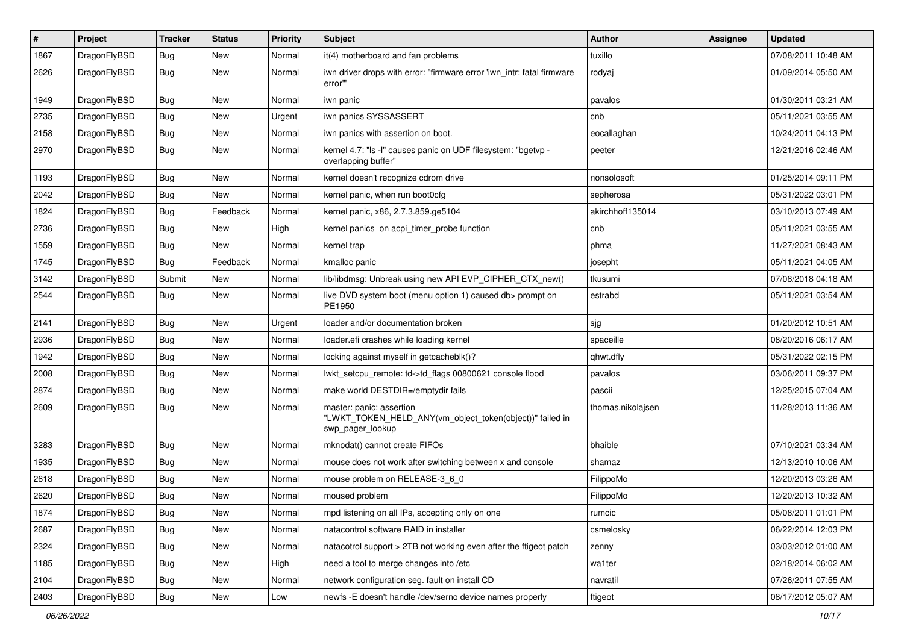| # | Project | Tracker | Status | Priority | Subject | Author | Assignee | Updated |
|---|---|---|---|---|---|---|---|---|
| 1867 | DragonFlyBSD | Bug | New | Normal | it(4) motherboard and fan problems | tuxillo | | 07/08/2011 10:48 AM |
| 2626 | DragonFlyBSD | Bug | New | Normal | iwn driver drops with error: "firmware error 'iwn_intr: fatal firmware error'" | rodyaj | | 01/09/2014 05:50 AM |
| 1949 | DragonFlyBSD | Bug | New | Normal | iwn panic | pavalos | | 01/30/2011 03:21 AM |
| 2735 | DragonFlyBSD | Bug | New | Urgent | iwn panics SYSSASSERT | cnb | | 05/11/2021 03:55 AM |
| 2158 | DragonFlyBSD | Bug | New | Normal | iwn panics with assertion on boot. | eocallaghan | | 10/24/2011 04:13 PM |
| 2970 | DragonFlyBSD | Bug | New | Normal | kernel 4.7: "ls -l" causes panic on UDF filesystem: "bgetvp - overlapping buffer" | peeter | | 12/21/2016 02:46 AM |
| 1193 | DragonFlyBSD | Bug | New | Normal | kernel doesn't recognize cdrom drive | nonsolosoft | | 01/25/2014 09:11 PM |
| 2042 | DragonFlyBSD | Bug | New | Normal | kernel panic, when run boot0cfg | sepherosa | | 05/31/2022 03:01 PM |
| 1824 | DragonFlyBSD | Bug | Feedback | Normal | kernel panic, x86, 2.7.3.859.ge5104 | akirchhoff135014 | | 03/10/2013 07:49 AM |
| 2736 | DragonFlyBSD | Bug | New | High | kernel panics on acpi_timer_probe function | cnb | | 05/11/2021 03:55 AM |
| 1559 | DragonFlyBSD | Bug | New | Normal | kernel trap | phma | | 11/27/2021 08:43 AM |
| 1745 | DragonFlyBSD | Bug | Feedback | Normal | kmalloc panic | josepht | | 05/11/2021 04:05 AM |
| 3142 | DragonFlyBSD | Submit | New | Normal | lib/libdmsg: Unbreak using new API EVP_CIPHER_CTX_new() | tkusumi | | 07/08/2018 04:18 AM |
| 2544 | DragonFlyBSD | Bug | New | Normal | live DVD system boot (menu option 1) caused db> prompt on PE1950 | estrabd | | 05/11/2021 03:54 AM |
| 2141 | DragonFlyBSD | Bug | New | Urgent | loader and/or documentation broken | sjg | | 01/20/2012 10:51 AM |
| 2936 | DragonFlyBSD | Bug | New | Normal | loader.efi crashes while loading kernel | spaceille | | 08/20/2016 06:17 AM |
| 1942 | DragonFlyBSD | Bug | New | Normal | locking against myself in getcacheblk()? | qhwt.dfly | | 05/31/2022 02:15 PM |
| 2008 | DragonFlyBSD | Bug | New | Normal | lwkt_setcpu_remote: td->td_flags 00800621 console flood | pavalos | | 03/06/2011 09:37 PM |
| 2874 | DragonFlyBSD | Bug | New | Normal | make world DESTDIR=/emptydir fails | pascii | | 12/25/2015 07:04 AM |
| 2609 | DragonFlyBSD | Bug | New | Normal | master: panic: assertion "LWKT_TOKEN_HELD_ANY(vm_object_token(object))" failed in swp_pager_lookup | thomas.nikolajsen | | 11/28/2013 11:36 AM |
| 3283 | DragonFlyBSD | Bug | New | Normal | mknodat() cannot create FIFOs | bhaible | | 07/10/2021 03:34 AM |
| 1935 | DragonFlyBSD | Bug | New | Normal | mouse does not work after switching between x and console | shamaz | | 12/13/2010 10:06 AM |
| 2618 | DragonFlyBSD | Bug | New | Normal | mouse problem on RELEASE-3_6_0 | FilippoMo | | 12/20/2013 03:26 AM |
| 2620 | DragonFlyBSD | Bug | New | Normal | moused problem | FilippoMo | | 12/20/2013 10:32 AM |
| 1874 | DragonFlyBSD | Bug | New | Normal | mpd listening on all IPs, accepting only on one | rumcic | | 05/08/2011 01:01 PM |
| 2687 | DragonFlyBSD | Bug | New | Normal | natacontrol software RAID in installer | csmelosky | | 06/22/2014 12:03 PM |
| 2324 | DragonFlyBSD | Bug | New | Normal | natacotrol support > 2TB not working even after the ftigeot patch | zenny | | 03/03/2012 01:00 AM |
| 1185 | DragonFlyBSD | Bug | New | High | need a tool to merge changes into /etc | wa1ter | | 02/18/2014 06:02 AM |
| 2104 | DragonFlyBSD | Bug | New | Normal | network configuration seg. fault on install CD | navratil | | 07/26/2011 07:55 AM |
| 2403 | DragonFlyBSD | Bug | New | Low | newfs -E doesn't handle /dev/serno device names properly | ftigeot | | 08/17/2012 05:07 AM |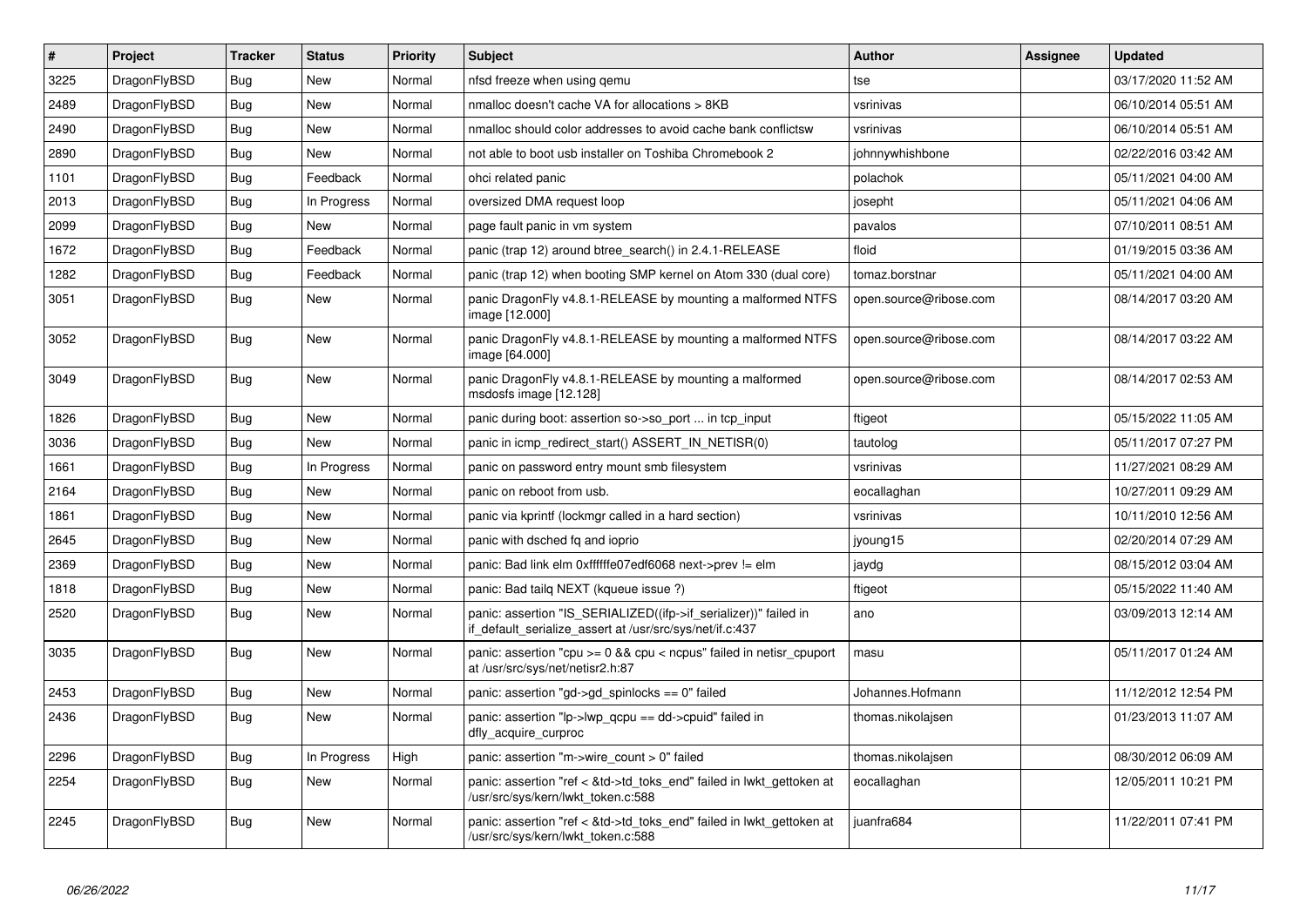| # | Project | Tracker | Status | Priority | Subject | Author | Assignee | Updated |
|---|---|---|---|---|---|---|---|---|
| 3225 | DragonFlyBSD | Bug | New | Normal | nfsd freeze when using qemu | tse |  | 03/17/2020 11:52 AM |
| 2489 | DragonFlyBSD | Bug | New | Normal | nmalloc doesn't cache VA for allocations > 8KB | vsrinivas |  | 06/10/2014 05:51 AM |
| 2490 | DragonFlyBSD | Bug | New | Normal | nmalloc should color addresses to avoid cache bank conflictsw | vsrinivas |  | 06/10/2014 05:51 AM |
| 2890 | DragonFlyBSD | Bug | New | Normal | not able to boot usb installer on Toshiba Chromebook 2 | johnnywhishbone |  | 02/22/2016 03:42 AM |
| 1101 | DragonFlyBSD | Bug | Feedback | Normal | ohci related panic | polachok |  | 05/11/2021 04:00 AM |
| 2013 | DragonFlyBSD | Bug | In Progress | Normal | oversized DMA request loop | josepht |  | 05/11/2021 04:06 AM |
| 2099 | DragonFlyBSD | Bug | New | Normal | page fault panic in vm system | pavalos |  | 07/10/2011 08:51 AM |
| 1672 | DragonFlyBSD | Bug | Feedback | Normal | panic (trap 12) around btree_search() in 2.4.1-RELEASE | floid |  | 01/19/2015 03:36 AM |
| 1282 | DragonFlyBSD | Bug | Feedback | Normal | panic (trap 12) when booting SMP kernel on Atom 330 (dual core) | tomaz.borstnar |  | 05/11/2021 04:00 AM |
| 3051 | DragonFlyBSD | Bug | New | Normal | panic DragonFly v4.8.1-RELEASE by mounting a malformed NTFS image [12.000] | open.source@ribose.com |  | 08/14/2017 03:20 AM |
| 3052 | DragonFlyBSD | Bug | New | Normal | panic DragonFly v4.8.1-RELEASE by mounting a malformed NTFS image [64.000] | open.source@ribose.com |  | 08/14/2017 03:22 AM |
| 3049 | DragonFlyBSD | Bug | New | Normal | panic DragonFly v4.8.1-RELEASE by mounting a malformed msdosfs image [12.128] | open.source@ribose.com |  | 08/14/2017 02:53 AM |
| 1826 | DragonFlyBSD | Bug | New | Normal | panic during boot: assertion so->so_port ... in tcp_input | ftigeot |  | 05/15/2022 11:05 AM |
| 3036 | DragonFlyBSD | Bug | New | Normal | panic in icmp_redirect_start() ASSERT_IN_NETISR(0) | tautolog |  | 05/11/2017 07:27 PM |
| 1661 | DragonFlyBSD | Bug | In Progress | Normal | panic on password entry mount smb filesystem | vsrinivas |  | 11/27/2021 08:29 AM |
| 2164 | DragonFlyBSD | Bug | New | Normal | panic on reboot from usb. | eocallaghan |  | 10/27/2011 09:29 AM |
| 1861 | DragonFlyBSD | Bug | New | Normal | panic via kprintf (lockmgr called in a hard section) | vsrinivas |  | 10/11/2010 12:56 AM |
| 2645 | DragonFlyBSD | Bug | New | Normal | panic with dsched fq and ioprio | jyoung15 |  | 02/20/2014 07:29 AM |
| 2369 | DragonFlyBSD | Bug | New | Normal | panic: Bad link elm 0xffffffe07edf6068 next->prev != elm | jaydg |  | 08/15/2012 03:04 AM |
| 1818 | DragonFlyBSD | Bug | New | Normal | panic: Bad tailq NEXT (kqueue issue ?) | ftigeot |  | 05/15/2022 11:40 AM |
| 2520 | DragonFlyBSD | Bug | New | Normal | panic: assertion "IS_SERIALIZED((ifp->if_serializer))" failed in if_default_serialize_assert at /usr/src/sys/net/if.c:437 | ano |  | 03/09/2013 12:14 AM |
| 3035 | DragonFlyBSD | Bug | New | Normal | panic: assertion "cpu >= 0 && cpu < ncpus" failed in netisr_cpuport at /usr/src/sys/net/netisr2.h:87 | masu |  | 05/11/2017 01:24 AM |
| 2453 | DragonFlyBSD | Bug | New | Normal | panic: assertion "gd->gd_spinlocks == 0" failed | Johannes.Hofmann |  | 11/12/2012 12:54 PM |
| 2436 | DragonFlyBSD | Bug | New | Normal | panic: assertion "lp->lwp_qcpu == dd->cpuid" failed in dfly_acquire_curproc | thomas.nikolajsen |  | 01/23/2013 11:07 AM |
| 2296 | DragonFlyBSD | Bug | In Progress | High | panic: assertion "m->wire_count > 0" failed | thomas.nikolajsen |  | 08/30/2012 06:09 AM |
| 2254 | DragonFlyBSD | Bug | New | Normal | panic: assertion "ref < &td->td_toks_end" failed in lwkt_gettoken at /usr/src/sys/kern/lwkt_token.c:588 | eocallaghan |  | 12/05/2011 10:21 PM |
| 2245 | DragonFlyBSD | Bug | New | Normal | panic: assertion "ref < &td->td_toks_end" failed in lwkt_gettoken at /usr/src/sys/kern/lwkt_token.c:588 | juanfra684 |  | 11/22/2011 07:41 PM |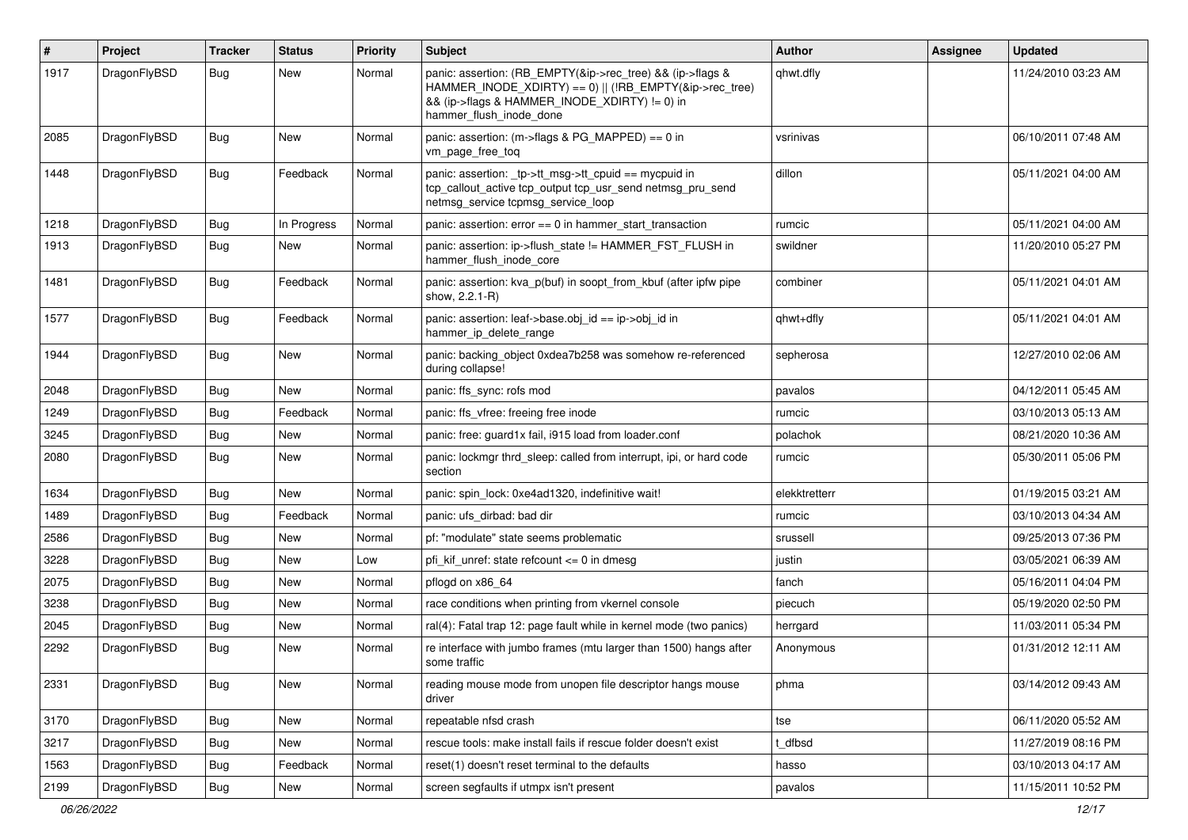| # | Project | Tracker | Status | Priority | Subject | Author | Assignee | Updated |
|---|---|---|---|---|---|---|---|---|
| 1917 | DragonFlyBSD | Bug | New | Normal | panic: assertion: (RB_EMPTY(&ip->rec_tree) && (ip->flags & HAMMER_INODE_XDIRTY) == 0) \|\| (!RB_EMPTY(&ip->rec_tree) && (ip->flags & HAMMER_INODE_XDIRTY) != 0) in hammer_flush_inode_done | qhwt.dfly | | 11/24/2010 03:23 AM |
| 2085 | DragonFlyBSD | Bug | New | Normal | panic: assertion: (m->flags & PG_MAPPED) == 0 in vm_page_free_toq | vsrinivas | | 06/10/2011 07:48 AM |
| 1448 | DragonFlyBSD | Bug | Feedback | Normal | panic: assertion: _tp->tt_msg->tt_cpuid == mycpuid in tcp_callout_active tcp_output tcp_usr_send netmsg_pru_send netmsg_service tcpmsg_service_loop | dillon | | 05/11/2021 04:00 AM |
| 1218 | DragonFlyBSD | Bug | In Progress | Normal | panic: assertion: error == 0 in hammer_start_transaction | rumcic | | 05/11/2021 04:00 AM |
| 1913 | DragonFlyBSD | Bug | New | Normal | panic: assertion: ip->flush_state != HAMMER_FST_FLUSH in hammer_flush_inode_core | swildner | | 11/20/2010 05:27 PM |
| 1481 | DragonFlyBSD | Bug | Feedback | Normal | panic: assertion: kva_p(buf) in soopt_from_kbuf (after ipfw pipe show, 2.2.1-R) | combiner | | 05/11/2021 04:01 AM |
| 1577 | DragonFlyBSD | Bug | Feedback | Normal | panic: assertion: leaf->base.obj_id == ip->obj_id in hammer_ip_delete_range | qhwt+dfly | | 05/11/2021 04:01 AM |
| 1944 | DragonFlyBSD | Bug | New | Normal | panic: backing_object 0xdea7b258 was somehow re-referenced during collapse! | sepherosa | | 12/27/2010 02:06 AM |
| 2048 | DragonFlyBSD | Bug | New | Normal | panic: ffs_sync: rofs mod | pavalos | | 04/12/2011 05:45 AM |
| 1249 | DragonFlyBSD | Bug | Feedback | Normal | panic: ffs_vfree: freeing free inode | rumcic | | 03/10/2013 05:13 AM |
| 3245 | DragonFlyBSD | Bug | New | Normal | panic: free: guard1x fail, i915 load from loader.conf | polachok | | 08/21/2020 10:36 AM |
| 2080 | DragonFlyBSD | Bug | New | Normal | panic: lockmgr thrd_sleep: called from interrupt, ipi, or hard code section | rumcic | | 05/30/2011 05:06 PM |
| 1634 | DragonFlyBSD | Bug | New | Normal | panic: spin_lock: 0xe4ad1320, indefinitive wait! | elekktretterr | | 01/19/2015 03:21 AM |
| 1489 | DragonFlyBSD | Bug | Feedback | Normal | panic: ufs_dirbad: bad dir | rumcic | | 03/10/2013 04:34 AM |
| 2586 | DragonFlyBSD | Bug | New | Normal | pf: "modulate" state seems problematic | srussell | | 09/25/2013 07:36 PM |
| 3228 | DragonFlyBSD | Bug | New | Low | pfi_kif_unref: state refcount <= 0 in dmesg | justin | | 03/05/2021 06:39 AM |
| 2075 | DragonFlyBSD | Bug | New | Normal | pflogd on x86_64 | fanch | | 05/16/2011 04:04 PM |
| 3238 | DragonFlyBSD | Bug | New | Normal | race conditions when printing from vkernel console | piecuch | | 05/19/2020 02:50 PM |
| 2045 | DragonFlyBSD | Bug | New | Normal | ral(4): Fatal trap 12: page fault while in kernel mode (two panics) | herrgard | | 11/03/2011 05:34 PM |
| 2292 | DragonFlyBSD | Bug | New | Normal | re interface with jumbo frames (mtu larger than 1500) hangs after some traffic | Anonymous | | 01/31/2012 12:11 AM |
| 2331 | DragonFlyBSD | Bug | New | Normal | reading mouse mode from unopen file descriptor hangs mouse driver | phma | | 03/14/2012 09:43 AM |
| 3170 | DragonFlyBSD | Bug | New | Normal | repeatable nfsd crash | tse | | 06/11/2020 05:52 AM |
| 3217 | DragonFlyBSD | Bug | New | Normal | rescue tools: make install fails if rescue folder doesn't exist | t_dfbsd | | 11/27/2019 08:16 PM |
| 1563 | DragonFlyBSD | Bug | Feedback | Normal | reset(1) doesn't reset terminal to the defaults | hasso | | 03/10/2013 04:17 AM |
| 2199 | DragonFlyBSD | Bug | New | Normal | screen segfaults if utmpx isn't present | pavalos | | 11/15/2011 10:52 PM |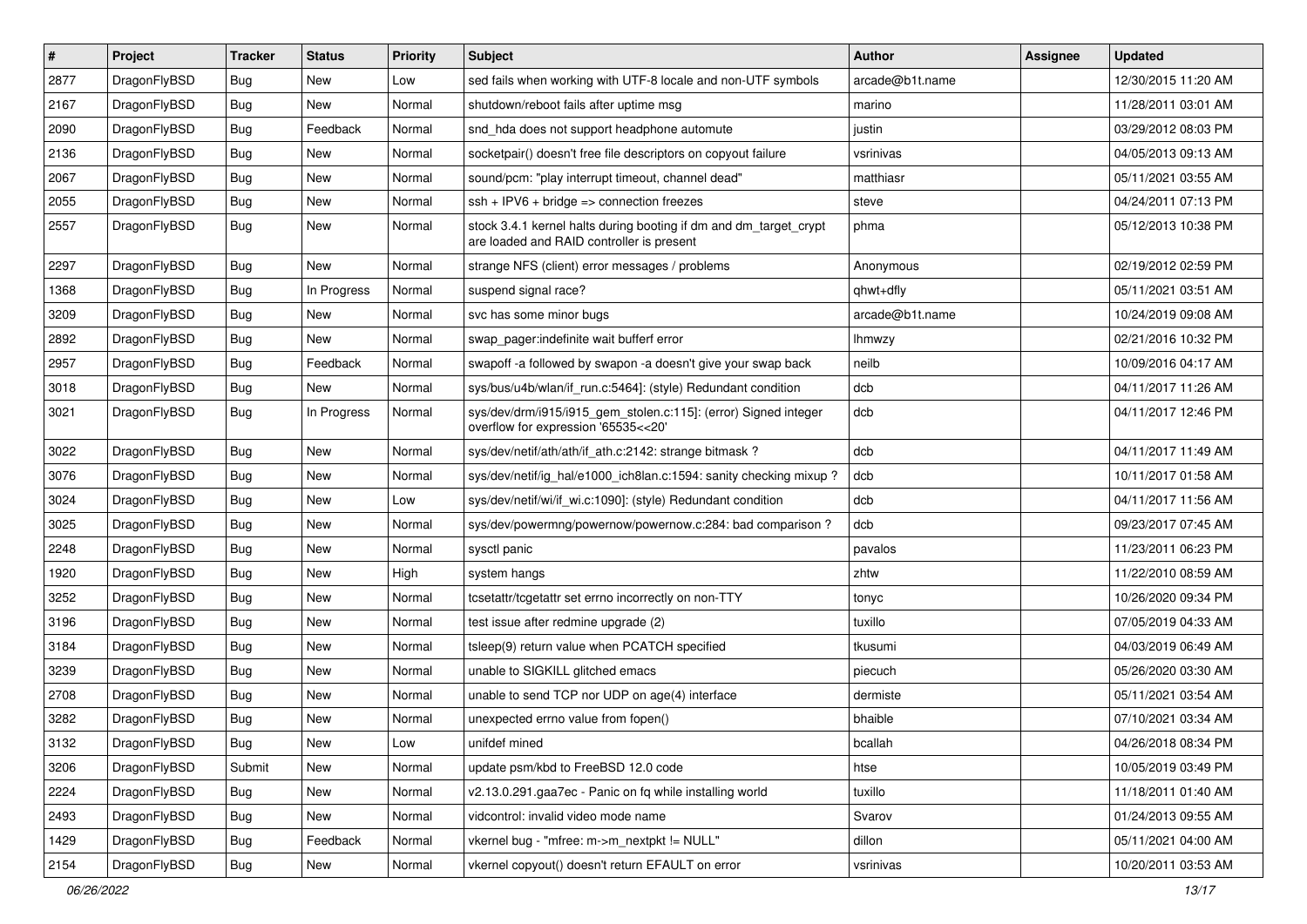| # | Project | Tracker | Status | Priority | Subject | Author | Assignee | Updated |
|---|---|---|---|---|---|---|---|---|
| 2877 | DragonFlyBSD | Bug | New | Low | sed fails when working with UTF-8 locale and non-UTF symbols | arcade@b1t.name | | 12/30/2015 11:20 AM |
| 2167 | DragonFlyBSD | Bug | New | Normal | shutdown/reboot fails after uptime msg | marino | | 11/28/2011 03:01 AM |
| 2090 | DragonFlyBSD | Bug | Feedback | Normal | snd_hda does not support headphone automute | justin | | 03/29/2012 08:03 PM |
| 2136 | DragonFlyBSD | Bug | New | Normal | socketpair() doesn't free file descriptors on copyout failure | vsrinivas | | 04/05/2013 09:13 AM |
| 2067 | DragonFlyBSD | Bug | New | Normal | sound/pcm: "play interrupt timeout, channel dead" | matthiasr | | 05/11/2021 03:55 AM |
| 2055 | DragonFlyBSD | Bug | New | Normal | ssh + IPV6 + bridge => connection freezes | steve | | 04/24/2011 07:13 PM |
| 2557 | DragonFlyBSD | Bug | New | Normal | stock 3.4.1 kernel halts during booting if dm and dm_target_crypt are loaded and RAID controller is present | phma | | 05/12/2013 10:38 PM |
| 2297 | DragonFlyBSD | Bug | New | Normal | strange NFS (client) error messages / problems | Anonymous | | 02/19/2012 02:59 PM |
| 1368 | DragonFlyBSD | Bug | In Progress | Normal | suspend signal race? | qhwt+dfly | | 05/11/2021 03:51 AM |
| 3209 | DragonFlyBSD | Bug | New | Normal | svc has some minor bugs | arcade@b1t.name | | 10/24/2019 09:08 AM |
| 2892 | DragonFlyBSD | Bug | New | Normal | swap_pager:indefinite wait bufferf error | lhmwzy | | 02/21/2016 10:32 PM |
| 2957 | DragonFlyBSD | Bug | Feedback | Normal | swapoff -a followed by swapon -a doesn't give your swap back | neilb | | 10/09/2016 04:17 AM |
| 3018 | DragonFlyBSD | Bug | New | Normal | sys/bus/u4b/wlan/if_run.c:5464]: (style) Redundant condition | dcb | | 04/11/2017 11:26 AM |
| 3021 | DragonFlyBSD | Bug | In Progress | Normal | sys/dev/drm/i915/i915_gem_stolen.c:115]: (error) Signed integer overflow for expression '65535<<20' | dcb | | 04/11/2017 12:46 PM |
| 3022 | DragonFlyBSD | Bug | New | Normal | sys/dev/netif/ath/ath/if_ath.c:2142: strange bitmask ? | dcb | | 04/11/2017 11:49 AM |
| 3076 | DragonFlyBSD | Bug | New | Normal | sys/dev/netif/ig_hal/e1000_ich8lan.c:1594: sanity checking mixup ? | dcb | | 10/11/2017 01:58 AM |
| 3024 | DragonFlyBSD | Bug | New | Low | sys/dev/netif/wi/if_wi.c:1090]: (style) Redundant condition | dcb | | 04/11/2017 11:56 AM |
| 3025 | DragonFlyBSD | Bug | New | Normal | sys/dev/powermng/powernow/powernow.c:284: bad comparison ? | dcb | | 09/23/2017 07:45 AM |
| 2248 | DragonFlyBSD | Bug | New | Normal | sysctl panic | pavalos | | 11/23/2011 06:23 PM |
| 1920 | DragonFlyBSD | Bug | New | High | system hangs | zhtw | | 11/22/2010 08:59 AM |
| 3252 | DragonFlyBSD | Bug | New | Normal | tcsetattr/tcgetattr set errno incorrectly on non-TTY | tonyc | | 10/26/2020 09:34 PM |
| 3196 | DragonFlyBSD | Bug | New | Normal | test issue after redmine upgrade (2) | tuxillo | | 07/05/2019 04:33 AM |
| 3184 | DragonFlyBSD | Bug | New | Normal | tsleep(9) return value when PCATCH specified | tkusumi | | 04/03/2019 06:49 AM |
| 3239 | DragonFlyBSD | Bug | New | Normal | unable to SIGKILL glitched emacs | piecuch | | 05/26/2020 03:30 AM |
| 2708 | DragonFlyBSD | Bug | New | Normal | unable to send TCP nor UDP on age(4) interface | dermiste | | 05/11/2021 03:54 AM |
| 3282 | DragonFlyBSD | Bug | New | Normal | unexpected errno value from fopen() | bhaible | | 07/10/2021 03:34 AM |
| 3132 | DragonFlyBSD | Bug | New | Low | unifdef mined | bcallah | | 04/26/2018 08:34 PM |
| 3206 | DragonFlyBSD | Submit | New | Normal | update psm/kbd to FreeBSD 12.0 code | htse | | 10/05/2019 03:49 PM |
| 2224 | DragonFlyBSD | Bug | New | Normal | v2.13.0.291.gaa7ec - Panic on fq while installing world | tuxillo | | 11/18/2011 01:40 AM |
| 2493 | DragonFlyBSD | Bug | New | Normal | vidcontrol: invalid video mode name | Svarov | | 01/24/2013 09:55 AM |
| 1429 | DragonFlyBSD | Bug | Feedback | Normal | vkernel bug - "mfree: m->m_nextpkt != NULL" | dillon | | 05/11/2021 04:00 AM |
| 2154 | DragonFlyBSD | Bug | New | Normal | vkernel copyout() doesn't return EFAULT on error | vsrinivas | | 10/20/2011 03:53 AM |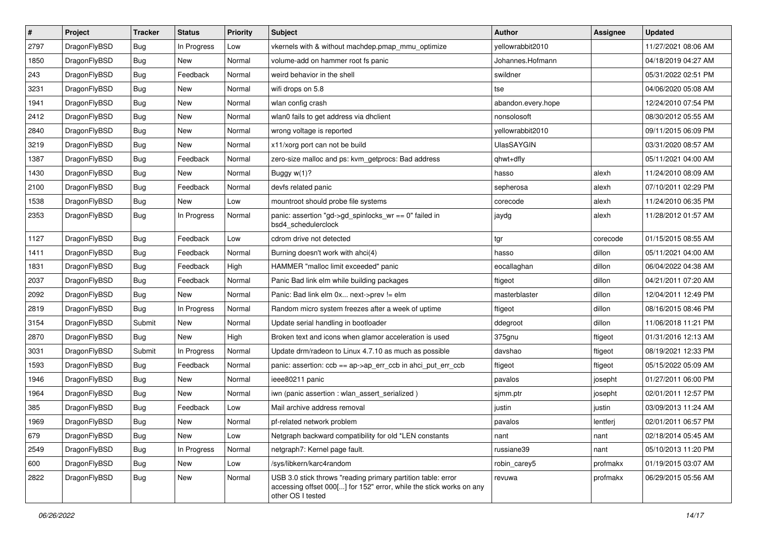| # | Project | Tracker | Status | Priority | Subject | Author | Assignee | Updated |
|---|---|---|---|---|---|---|---|---|
| 2797 | DragonFlyBSD | Bug | In Progress | Low | vkernels with & without machdep.pmap_mmu_optimize | yellowrabbit2010 | | 11/27/2021 08:06 AM |
| 1850 | DragonFlyBSD | Bug | New | Normal | volume-add on hammer root fs panic | Johannes.Hofmann | | 04/18/2019 04:27 AM |
| 243 | DragonFlyBSD | Bug | Feedback | Normal | weird behavior in the shell | swildner | | 05/31/2022 02:51 PM |
| 3231 | DragonFlyBSD | Bug | New | Normal | wifi drops on 5.8 | tse | | 04/06/2020 05:08 AM |
| 1941 | DragonFlyBSD | Bug | New | Normal | wlan config crash | abandon.every.hope | | 12/24/2010 07:54 PM |
| 2412 | DragonFlyBSD | Bug | New | Normal | wlan0 fails to get address via dhclient | nonsolosoft | | 08/30/2012 05:55 AM |
| 2840 | DragonFlyBSD | Bug | New | Normal | wrong voltage is reported | yellowrabbit2010 | | 09/11/2015 06:09 PM |
| 3219 | DragonFlyBSD | Bug | New | Normal | x11/xorg port can not be build | UlasSAYGIN | | 03/31/2020 08:57 AM |
| 1387 | DragonFlyBSD | Bug | Feedback | Normal | zero-size malloc and ps: kvm_getprocs: Bad address | qhwt+dfly | | 05/11/2021 04:00 AM |
| 1430 | DragonFlyBSD | Bug | New | Normal | Buggy w(1)? | hasso | alexh | 11/24/2010 08:09 AM |
| 2100 | DragonFlyBSD | Bug | Feedback | Normal | devfs related panic | sepherosa | alexh | 07/10/2011 02:29 PM |
| 1538 | DragonFlyBSD | Bug | New | Low | mountroot should probe file systems | corecode | alexh | 11/24/2010 06:35 PM |
| 2353 | DragonFlyBSD | Bug | In Progress | Normal | panic: assertion "gd->gd_spinlocks_wr == 0" failed in bsd4_schedulerclock | jaydg | alexh | 11/28/2012 01:57 AM |
| 1127 | DragonFlyBSD | Bug | Feedback | Low | cdrom drive not detected | tgr | corecode | 01/15/2015 08:55 AM |
| 1411 | DragonFlyBSD | Bug | Feedback | Normal | Burning doesn't work with ahci(4) | hasso | dillon | 05/11/2021 04:00 AM |
| 1831 | DragonFlyBSD | Bug | Feedback | High | HAMMER "malloc limit exceeded" panic | eocallaghan | dillon | 06/04/2022 04:38 AM |
| 2037 | DragonFlyBSD | Bug | Feedback | Normal | Panic Bad link elm while building packages | ftigeot | dillon | 04/21/2011 07:20 AM |
| 2092 | DragonFlyBSD | Bug | New | Normal | Panic: Bad link elm 0x... next->prev != elm | masterblaster | dillon | 12/04/2011 12:49 PM |
| 2819 | DragonFlyBSD | Bug | In Progress | Normal | Random micro system freezes after a week of uptime | ftigeot | dillon | 08/16/2015 08:46 PM |
| 3154 | DragonFlyBSD | Submit | New | Normal | Update serial handling in bootloader | ddegroot | dillon | 11/06/2018 11:21 PM |
| 2870 | DragonFlyBSD | Bug | New | High | Broken text and icons when glamor acceleration is used | 375gnu | ftigeot | 01/31/2016 12:13 AM |
| 3031 | DragonFlyBSD | Submit | In Progress | Normal | Update drm/radeon to Linux 4.7.10 as much as possible | davshao | ftigeot | 08/19/2021 12:33 PM |
| 1593 | DragonFlyBSD | Bug | Feedback | Normal | panic: assertion: ccb == ap->ap_err_ccb in ahci_put_err_ccb | ftigeot | ftigeot | 05/15/2022 05:09 AM |
| 1946 | DragonFlyBSD | Bug | New | Normal | ieee80211 panic | pavalos | josepht | 01/27/2011 06:00 PM |
| 1964 | DragonFlyBSD | Bug | New | Normal | iwn (panic assertion : wlan_assert_serialized ) | sjmm.ptr | josepht | 02/01/2011 12:57 PM |
| 385 | DragonFlyBSD | Bug | Feedback | Low | Mail archive address removal | justin | justin | 03/09/2013 11:24 AM |
| 1969 | DragonFlyBSD | Bug | New | Normal | pf-related network problem | pavalos | lentferj | 02/01/2011 06:57 PM |
| 679 | DragonFlyBSD | Bug | New | Low | Netgraph backward compatibility for old *LEN constants | nant | nant | 02/18/2014 05:45 AM |
| 2549 | DragonFlyBSD | Bug | In Progress | Normal | netgraph7: Kernel page fault. | russiane39 | nant | 05/10/2013 11:20 PM |
| 600 | DragonFlyBSD | Bug | New | Low | /sys/libkern/karc4random | robin_carey5 | profmakx | 01/19/2015 03:07 AM |
| 2822 | DragonFlyBSD | Bug | New | Normal | USB 3.0 stick throws "reading primary partition table: error accessing offset 000[...] for 152" error, while the stick works on any other OS I tested | revuwa | profmakx | 06/29/2015 05:56 AM |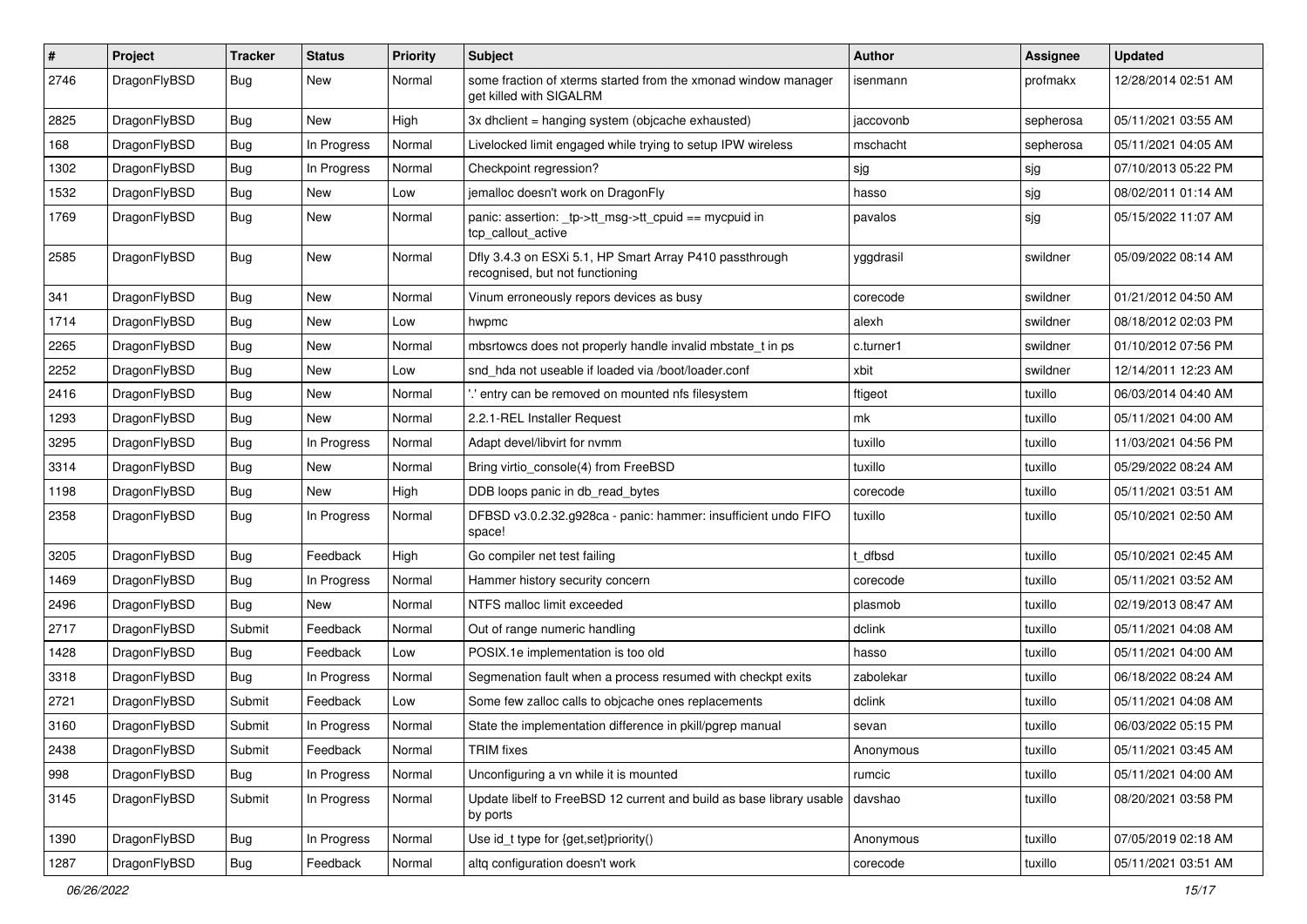| # | Project | Tracker | Status | Priority | Subject | Author | Assignee | Updated |
|---|---|---|---|---|---|---|---|---|
| 2746 | DragonFlyBSD | Bug | New | Normal | some fraction of xterms started from the xmonad window manager get killed with SIGALRM | isenmann | profmakx | 12/28/2014 02:51 AM |
| 2825 | DragonFlyBSD | Bug | New | High | 3x dhclient = hanging system (objcache exhausted) | jaccovonb | sepherosa | 05/11/2021 03:55 AM |
| 168 | DragonFlyBSD | Bug | In Progress | Normal | Livelocked limit engaged while trying to setup IPW wireless | mschacht | sepherosa | 05/11/2021 04:05 AM |
| 1302 | DragonFlyBSD | Bug | In Progress | Normal | Checkpoint regression? | sjg | sjg | 07/10/2013 05:22 PM |
| 1532 | DragonFlyBSD | Bug | New | Low | jemalloc doesn't work on DragonFly | hasso | sjg | 08/02/2011 01:14 AM |
| 1769 | DragonFlyBSD | Bug | New | Normal | panic: assertion: _tp->tt_msg->tt_cpuid == mycpuid in tcp_callout_active | pavalos | sjg | 05/15/2022 11:07 AM |
| 2585 | DragonFlyBSD | Bug | New | Normal | Dfly 3.4.3 on ESXi 5.1, HP Smart Array P410 passthrough recognised, but not functioning | yggdrasil | swildner | 05/09/2022 08:14 AM |
| 341 | DragonFlyBSD | Bug | New | Normal | Vinum erroneously repors devices as busy | corecode | swildner | 01/21/2012 04:50 AM |
| 1714 | DragonFlyBSD | Bug | New | Low | hwpmc | alexh | swildner | 08/18/2012 02:03 PM |
| 2265 | DragonFlyBSD | Bug | New | Normal | mbsrtowcs does not properly handle invalid mbstate_t in ps | c.turner1 | swildner | 01/10/2012 07:56 PM |
| 2252 | DragonFlyBSD | Bug | New | Low | snd_hda not useable if loaded via /boot/loader.conf | xbit | swildner | 12/14/2011 12:23 AM |
| 2416 | DragonFlyBSD | Bug | New | Normal | '.' entry can be removed on mounted nfs filesystem | ftigeot | tuxillo | 06/03/2014 04:40 AM |
| 1293 | DragonFlyBSD | Bug | New | Normal | 2.2.1-REL Installer Request | mk | tuxillo | 05/11/2021 04:00 AM |
| 3295 | DragonFlyBSD | Bug | In Progress | Normal | Adapt devel/libvirt for nvmm | tuxillo | tuxillo | 11/03/2021 04:56 PM |
| 3314 | DragonFlyBSD | Bug | New | Normal | Bring virtio_console(4) from FreeBSD | tuxillo | tuxillo | 05/29/2022 08:24 AM |
| 1198 | DragonFlyBSD | Bug | New | High | DDB loops panic in db_read_bytes | corecode | tuxillo | 05/11/2021 03:51 AM |
| 2358 | DragonFlyBSD | Bug | In Progress | Normal | DFBSD v3.0.2.32.g928ca - panic: hammer: insufficient undo FIFO space! | tuxillo | tuxillo | 05/10/2021 02:50 AM |
| 3205 | DragonFlyBSD | Bug | Feedback | High | Go compiler net test failing | t_dfbsd | tuxillo | 05/10/2021 02:45 AM |
| 1469 | DragonFlyBSD | Bug | In Progress | Normal | Hammer history security concern | corecode | tuxillo | 05/11/2021 03:52 AM |
| 2496 | DragonFlyBSD | Bug | New | Normal | NTFS malloc limit exceeded | plasmob | tuxillo | 02/19/2013 08:47 AM |
| 2717 | DragonFlyBSD | Submit | Feedback | Normal | Out of range numeric handling | dclink | tuxillo | 05/11/2021 04:08 AM |
| 1428 | DragonFlyBSD | Bug | Feedback | Low | POSIX.1e implementation is too old | hasso | tuxillo | 05/11/2021 04:00 AM |
| 3318 | DragonFlyBSD | Bug | In Progress | Normal | Segmenation fault when a process resumed with checkpt exits | zabolekar | tuxillo | 06/18/2022 08:24 AM |
| 2721 | DragonFlyBSD | Submit | Feedback | Low | Some few zalloc calls to objcache ones replacements | dclink | tuxillo | 05/11/2021 04:08 AM |
| 3160 | DragonFlyBSD | Submit | In Progress | Normal | State the implementation difference in pkill/pgrep manual | sevan | tuxillo | 06/03/2022 05:15 PM |
| 2438 | DragonFlyBSD | Submit | Feedback | Normal | TRIM fixes | Anonymous | tuxillo | 05/11/2021 03:45 AM |
| 998 | DragonFlyBSD | Bug | In Progress | Normal | Unconfiguring a vn while it is mounted | rumcic | tuxillo | 05/11/2021 04:00 AM |
| 3145 | DragonFlyBSD | Submit | In Progress | Normal | Update libelf to FreeBSD 12 current and build as base library usable by ports | davshao | tuxillo | 08/20/2021 03:58 PM |
| 1390 | DragonFlyBSD | Bug | In Progress | Normal | Use id_t type for {get,set}priority() | Anonymous | tuxillo | 07/05/2019 02:18 AM |
| 1287 | DragonFlyBSD | Bug | Feedback | Normal | altq configuration doesn't work | corecode | tuxillo | 05/11/2021 03:51 AM |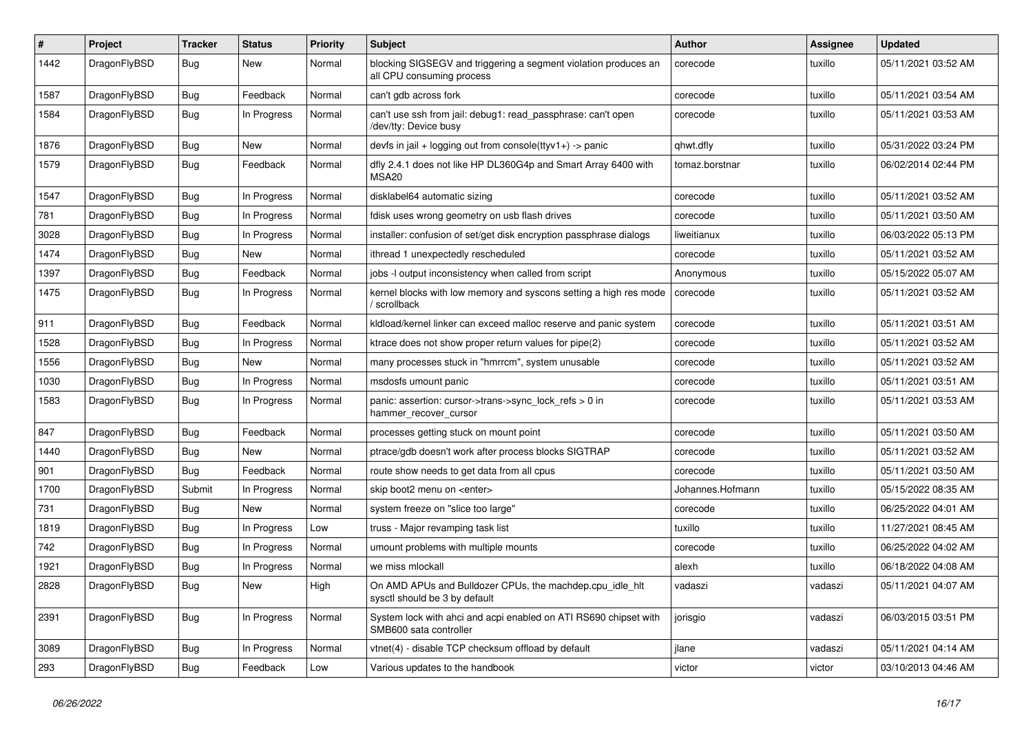| # | Project | Tracker | Status | Priority | Subject | Author | Assignee | Updated |
|---|---|---|---|---|---|---|---|---|
| 1442 | DragonFlyBSD | Bug | New | Normal | blocking SIGSEGV and triggering a segment violation produces an all CPU consuming process | corecode | tuxillo | 05/11/2021 03:52 AM |
| 1587 | DragonFlyBSD | Bug | Feedback | Normal | can't gdb across fork | corecode | tuxillo | 05/11/2021 03:54 AM |
| 1584 | DragonFlyBSD | Bug | In Progress | Normal | can't use ssh from jail: debug1: read_passphrase: can't open /dev/tty: Device busy | corecode | tuxillo | 05/11/2021 03:53 AM |
| 1876 | DragonFlyBSD | Bug | New | Normal | devfs in jail + logging out from console(ttyv1+) -> panic | qhwt.dfly | tuxillo | 05/31/2022 03:24 PM |
| 1579 | DragonFlyBSD | Bug | Feedback | Normal | dfly 2.4.1 does not like HP DL360G4p and Smart Array 6400 with MSA20 | tomaz.borstnar | tuxillo | 06/02/2014 02:44 PM |
| 1547 | DragonFlyBSD | Bug | In Progress | Normal | disklabel64 automatic sizing | corecode | tuxillo | 05/11/2021 03:52 AM |
| 781 | DragonFlyBSD | Bug | In Progress | Normal | fdisk uses wrong geometry on usb flash drives | corecode | tuxillo | 05/11/2021 03:50 AM |
| 3028 | DragonFlyBSD | Bug | In Progress | Normal | installer: confusion of set/get disk encryption passphrase dialogs | liweitianux | tuxillo | 06/03/2022 05:13 PM |
| 1474 | DragonFlyBSD | Bug | New | Normal | ithread 1 unexpectedly rescheduled | corecode | tuxillo | 05/11/2021 03:52 AM |
| 1397 | DragonFlyBSD | Bug | Feedback | Normal | jobs -l output inconsistency when called from script | Anonymous | tuxillo | 05/15/2022 05:07 AM |
| 1475 | DragonFlyBSD | Bug | In Progress | Normal | kernel blocks with low memory and syscons setting a high res mode / scrollback | corecode | tuxillo | 05/11/2021 03:52 AM |
| 911 | DragonFlyBSD | Bug | Feedback | Normal | kldload/kernel linker can exceed malloc reserve and panic system | corecode | tuxillo | 05/11/2021 03:51 AM |
| 1528 | DragonFlyBSD | Bug | In Progress | Normal | ktrace does not show proper return values for pipe(2) | corecode | tuxillo | 05/11/2021 03:52 AM |
| 1556 | DragonFlyBSD | Bug | New | Normal | many processes stuck in "hmrrcm", system unusable | corecode | tuxillo | 05/11/2021 03:52 AM |
| 1030 | DragonFlyBSD | Bug | In Progress | Normal | msdosfs umount panic | corecode | tuxillo | 05/11/2021 03:51 AM |
| 1583 | DragonFlyBSD | Bug | In Progress | Normal | panic: assertion: cursor->trans->sync_lock_refs > 0 in hammer_recover_cursor | corecode | tuxillo | 05/11/2021 03:53 AM |
| 847 | DragonFlyBSD | Bug | Feedback | Normal | processes getting stuck on mount point | corecode | tuxillo | 05/11/2021 03:50 AM |
| 1440 | DragonFlyBSD | Bug | New | Normal | ptrace/gdb doesn't work after process blocks SIGTRAP | corecode | tuxillo | 05/11/2021 03:52 AM |
| 901 | DragonFlyBSD | Bug | Feedback | Normal | route show needs to get data from all cpus | corecode | tuxillo | 05/11/2021 03:50 AM |
| 1700 | DragonFlyBSD | Submit | In Progress | Normal | skip boot2 menu on <enter> | Johannes.Hofmann | tuxillo | 05/15/2022 08:35 AM |
| 731 | DragonFlyBSD | Bug | New | Normal | system freeze on "slice too large" | corecode | tuxillo | 06/25/2022 04:01 AM |
| 1819 | DragonFlyBSD | Bug | In Progress | Low | truss - Major revamping task list | tuxillo | tuxillo | 11/27/2021 08:45 AM |
| 742 | DragonFlyBSD | Bug | In Progress | Normal | umount problems with multiple mounts | corecode | tuxillo | 06/25/2022 04:02 AM |
| 1921 | DragonFlyBSD | Bug | In Progress | Normal | we miss mlockall | alexh | tuxillo | 06/18/2022 04:08 AM |
| 2828 | DragonFlyBSD | Bug | New | High | On AMD APUs and Bulldozer CPUs, the machdep.cpu_idle_hlt sysctl should be 3 by default | vadaszi | vadaszi | 05/11/2021 04:07 AM |
| 2391 | DragonFlyBSD | Bug | In Progress | Normal | System lock with ahci and acpi enabled on ATI RS690 chipset with SMB600 sata controller | jorisgio | vadaszi | 06/03/2015 03:51 PM |
| 3089 | DragonFlyBSD | Bug | In Progress | Normal | vtnet(4) - disable TCP checksum offload by default | jlane | vadaszi | 05/11/2021 04:14 AM |
| 293 | DragonFlyBSD | Bug | Feedback | Low | Various updates to the handbook | victor | victor | 03/10/2013 04:46 AM |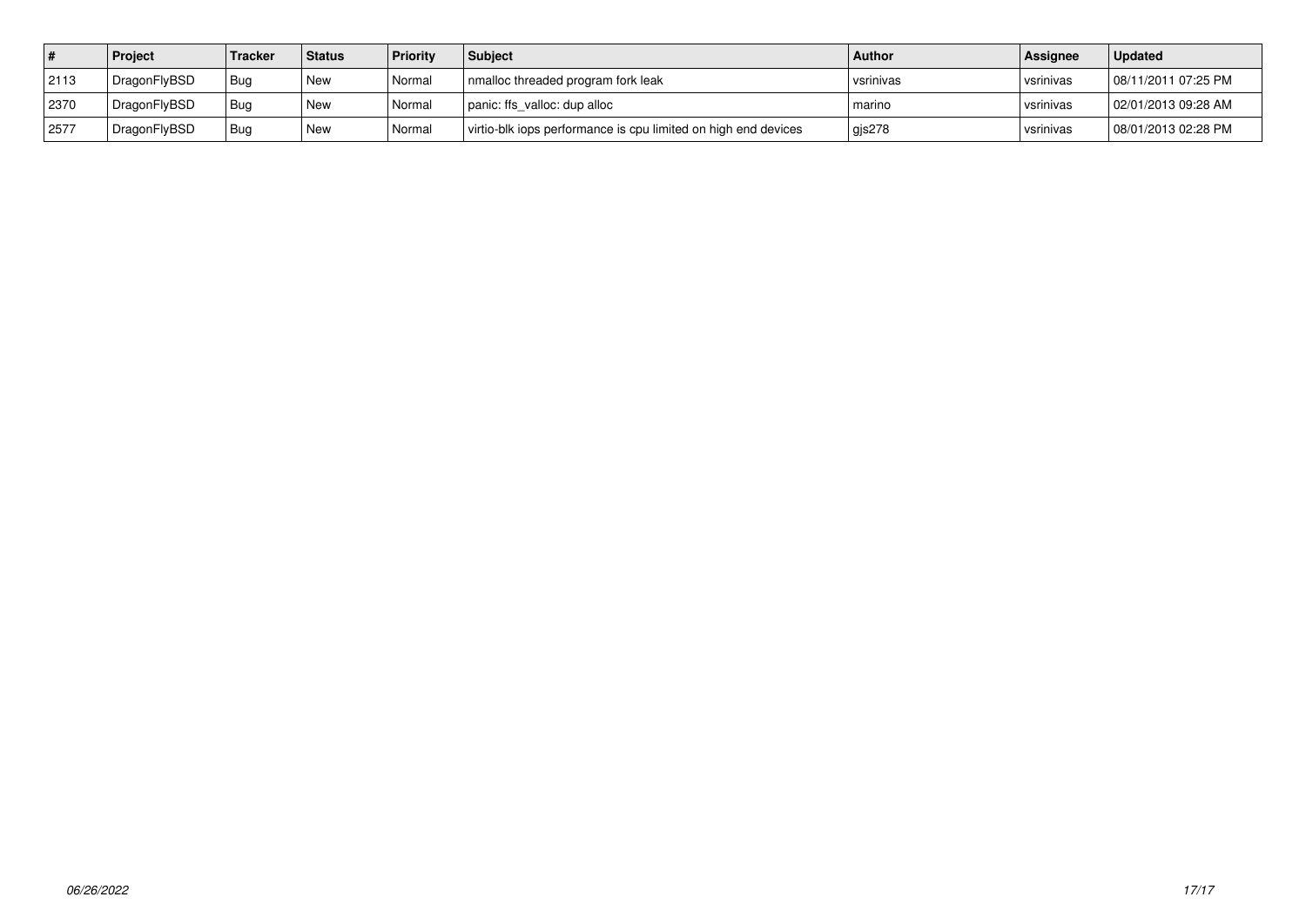| # | Project | Tracker | Status | Priority | Subject | Author | Assignee | Updated |
|---|---|---|---|---|---|---|---|---|
| 2113 | DragonFlyBSD | Bug | New | Normal | nmalloc threaded program fork leak | vsrinivas | vsrinivas | 08/11/2011 07:25 PM |
| 2370 | DragonFlyBSD | Bug | New | Normal | panic: ffs_valloc: dup alloc | marino | vsrinivas | 02/01/2013 09:28 AM |
| 2577 | DragonFlyBSD | Bug | New | Normal | virtio-blk iops performance is cpu limited on high end devices | gjs278 | vsrinivas | 08/01/2013 02:28 PM |